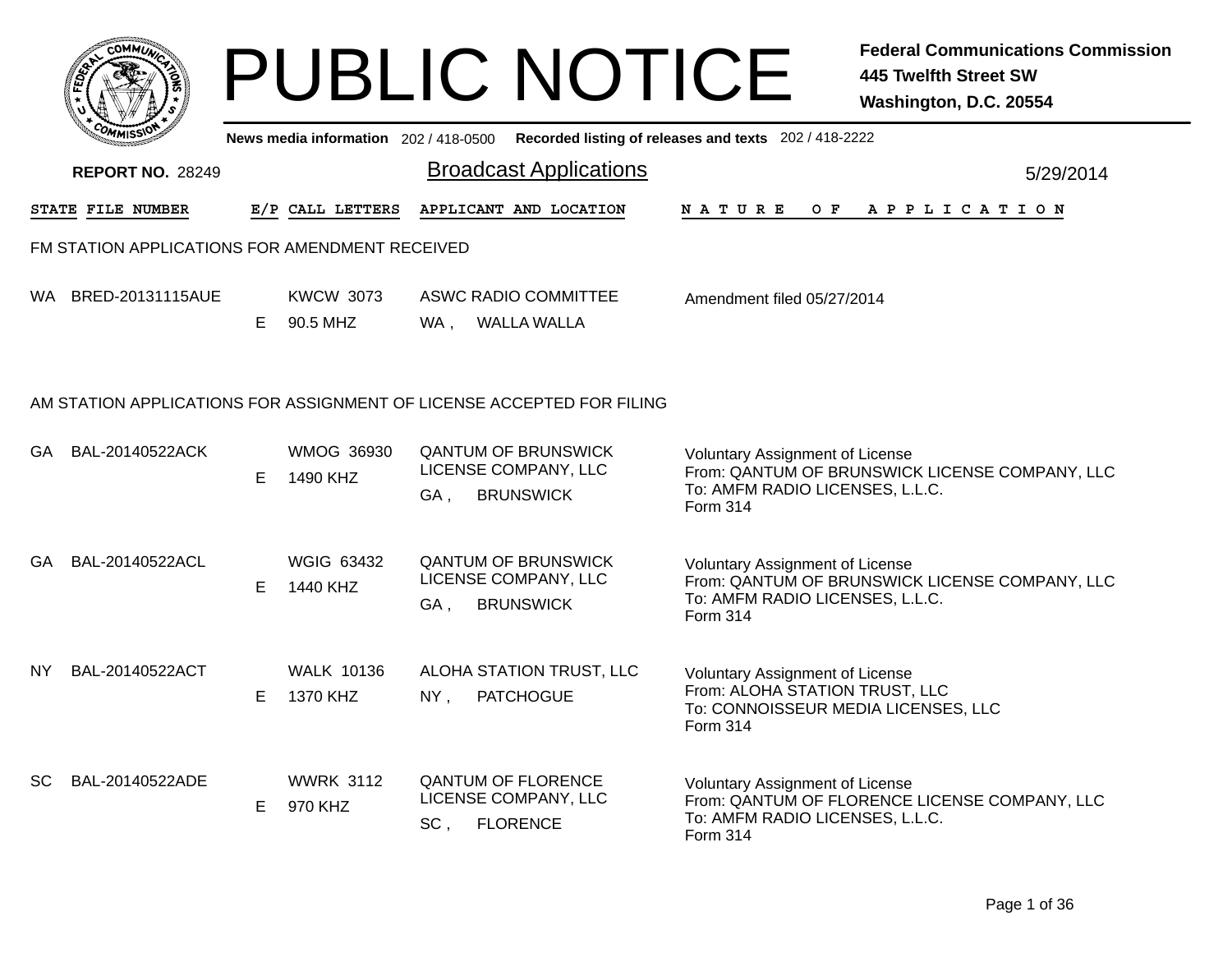# PUBLIC NOTICE

**Federal Communications Commission**
**445 Twelfth Street SW**
**Washington, D.C. 20554**

**News media information** 202 / 418-0500 **Recorded listing of releases and texts** 202 / 418-2222

**REPORT NO.** 28249

## Broadcast Applications

5/29/2014

### FM STATION APPLICATIONS FOR AMENDMENT RECEIVED

| STATE | FILE NUMBER | E/P | CALL LETTERS | APPLICANT AND LOCATION | NATURE OF APPLICATION |
|---|---|---|---|---|---|
| WA | BRED-20131115AUE | E | KWCW 3073<br>90.5 MHZ | ASWC RADIO COMMITTEE<br>WA , WALLA WALLA | Amendment filed 05/27/2014 |

### AM STATION APPLICATIONS FOR ASSIGNMENT OF LICENSE ACCEPTED FOR FILING

| STATE | FILE NUMBER | E/P | CALL LETTERS | APPLICANT AND LOCATION | NATURE OF APPLICATION |
|---|---|---|---|---|---|
| GA | BAL-20140522ACK | E | WMOG 36930<br>1490 KHZ | QANTUM OF BRUNSWICK LICENSE COMPANY, LLC<br>GA , BRUNSWICK | Voluntary Assignment of License<br>From: QANTUM OF BRUNSWICK LICENSE COMPANY, LLC<br>To: AMFM RADIO LICENSES, L.L.C.<br>Form 314 |
| GA | BAL-20140522ACL | E | WGIG 63432<br>1440 KHZ | QANTUM OF BRUNSWICK LICENSE COMPANY, LLC<br>GA , BRUNSWICK | Voluntary Assignment of License<br>From: QANTUM OF BRUNSWICK LICENSE COMPANY, LLC<br>To: AMFM RADIO LICENSES, L.L.C.<br>Form 314 |
| NY | BAL-20140522ACT | E | WALK 10136<br>1370 KHZ | ALOHA STATION TRUST, LLC<br>NY , PATCHOGUE | Voluntary Assignment of License<br>From: ALOHA STATION TRUST, LLC<br>To: CONNOISSEUR MEDIA LICENSES, LLC<br>Form 314 |
| SC | BAL-20140522ADE | E | WWRK 3112<br>970 KHZ | QANTUM OF FLORENCE LICENSE COMPANY, LLC<br>SC , FLORENCE | Voluntary Assignment of License<br>From: QANTUM OF FLORENCE LICENSE COMPANY, LLC<br>To: AMFM RADIO LICENSES, L.L.C.<br>Form 314 |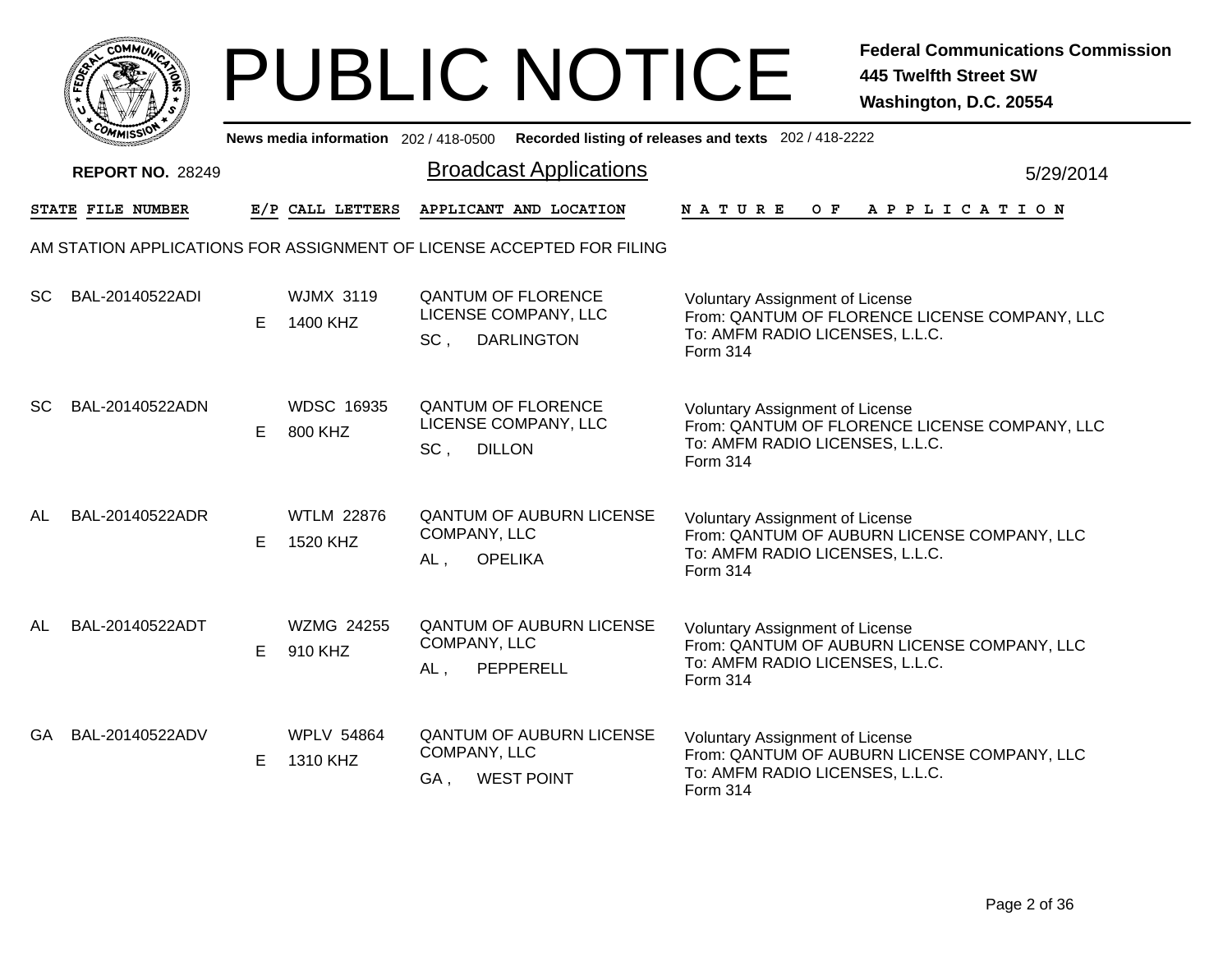# PUBLIC NOTICE

**Federal Communications Commission**
**445 Twelfth Street SW**
**Washington, D.C. 20554**

News media information 202 / 418-0500 Recorded listing of releases and texts 202 / 418-2222

**REPORT NO.** 28249

## Broadcast Applications

5/29/2014

### AM STATION APPLICATIONS FOR ASSIGNMENT OF LICENSE ACCEPTED FOR FILING

| STATE | FILE NUMBER | E/P | CALL LETTERS | APPLICANT AND LOCATION | NATURE OF APPLICATION |
|---|---|---|---|---|---|
| SC | BAL-20140522ADI | E | WJMX 3119<br>1400 KHZ | QANTUM OF FLORENCE LICENSE COMPANY, LLC<br>SC , DARLINGTON | Voluntary Assignment of License<br>From: QANTUM OF FLORENCE LICENSE COMPANY, LLC<br>To: AMFM RADIO LICENSES, L.L.C.<br>Form 314 |
| SC | BAL-20140522ADN | E | WDSC 16935<br>800 KHZ | QANTUM OF FLORENCE LICENSE COMPANY, LLC<br>SC , DILLON | Voluntary Assignment of License<br>From: QANTUM OF FLORENCE LICENSE COMPANY, LLC<br>To: AMFM RADIO LICENSES, L.L.C.<br>Form 314 |
| AL | BAL-20140522ADR | E | WTLM 22876<br>1520 KHZ | QANTUM OF AUBURN LICENSE COMPANY, LLC<br>AL , OPELIKA | Voluntary Assignment of License<br>From: QANTUM OF AUBURN LICENSE COMPANY, LLC<br>To: AMFM RADIO LICENSES, L.L.C.<br>Form 314 |
| AL | BAL-20140522ADT | E | WZMG 24255<br>910 KHZ | QANTUM OF AUBURN LICENSE COMPANY, LLC<br>AL , PEPPERELL | Voluntary Assignment of License<br>From: QANTUM OF AUBURN LICENSE COMPANY, LLC<br>To: AMFM RADIO LICENSES, L.L.C.<br>Form 314 |
| GA | BAL-20140522ADV | E | WPLV 54864<br>1310 KHZ | QANTUM OF AUBURN LICENSE COMPANY, LLC<br>GA , WEST POINT | Voluntary Assignment of License<br>From: QANTUM OF AUBURN LICENSE COMPANY, LLC<br>To: AMFM RADIO LICENSES, L.L.C.<br>Form 314 |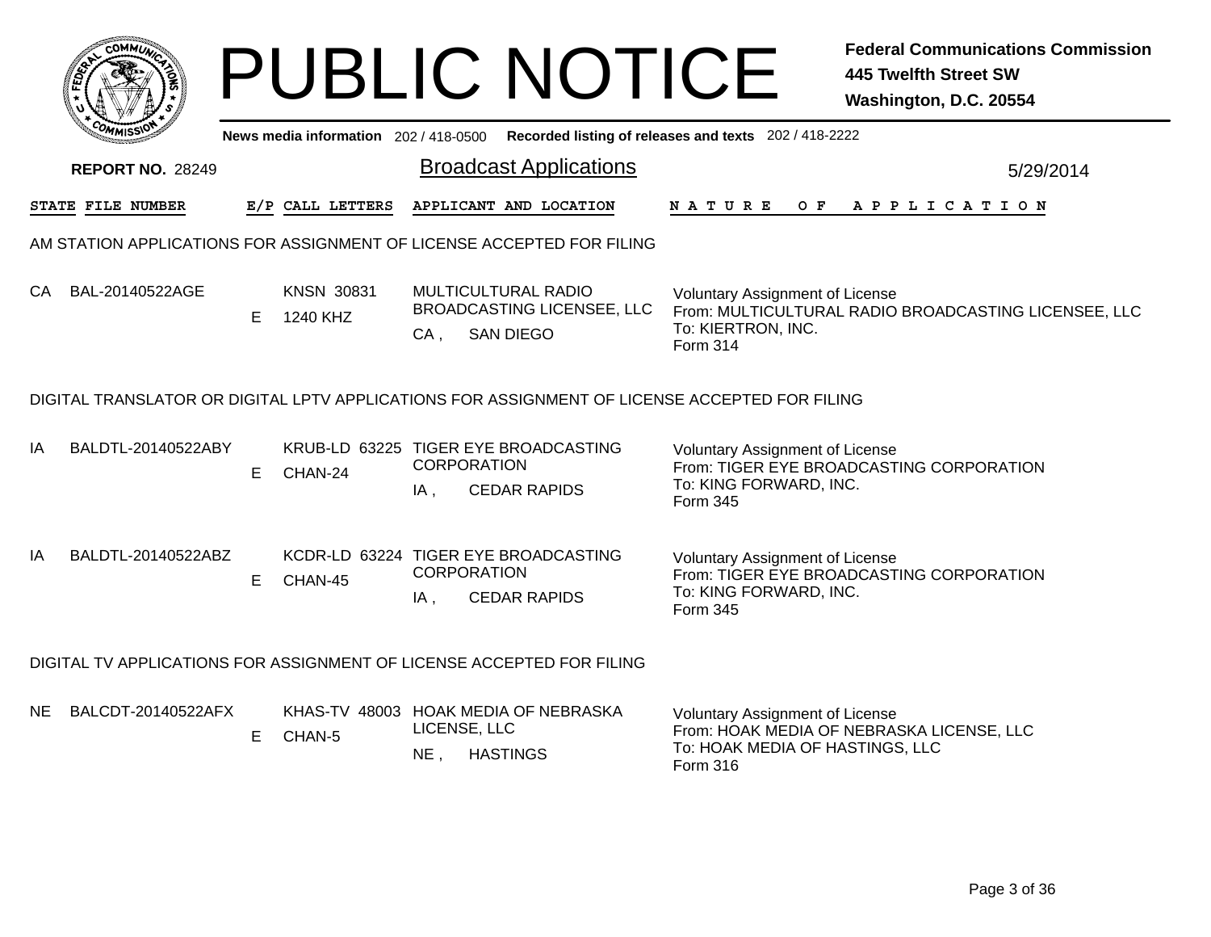# PUBLIC NOTICE

**Federal Communications Commission**
**445 Twelfth Street SW**
**Washington, D.C. 20554**

News media information 202 / 418-0500 Recorded listing of releases and texts 202 / 418-2222

**REPORT NO.** 28249

## Broadcast Applications

5/29/2014

| STATE | FILE NUMBER | E/P | CALL LETTERS | APPLICANT AND LOCATION | NATURE OF APPLICATION |
|---|---|---|---|---|---|

### AM STATION APPLICATIONS FOR ASSIGNMENT OF LICENSE ACCEPTED FOR FILING

| STATE | FILE NUMBER | E/P | CALL LETTERS | APPLICANT AND LOCATION | NATURE OF APPLICATION |
|---|---|---|---|---|---|
| CA | BAL-20140522AGE | E | KNSN 30831<br>1240 KHZ | MULTICULTURAL RADIO BROADCASTING LICENSEE, LLC<br>CA , SAN DIEGO | Voluntary Assignment of License<br>From: MULTICULTURAL RADIO BROADCASTING LICENSEE, LLC<br>To: KIERTRON, INC.<br>Form 314 |

### DIGITAL TRANSLATOR OR DIGITAL LPTV APPLICATIONS FOR ASSIGNMENT OF LICENSE ACCEPTED FOR FILING

| STATE | FILE NUMBER | E/P | CALL LETTERS | APPLICANT AND LOCATION | NATURE OF APPLICATION |
|---|---|---|---|---|---|
| IA | BALDTL-20140522ABY | E | KRUB-LD 63225<br>CHAN-24 | TIGER EYE BROADCASTING CORPORATION<br>IA , CEDAR RAPIDS | Voluntary Assignment of License<br>From: TIGER EYE BROADCASTING CORPORATION<br>To: KING FORWARD, INC.<br>Form 345 |
| IA | BALDTL-20140522ABZ | E | KCDR-LD 63224<br>CHAN-45 | TIGER EYE BROADCASTING CORPORATION<br>IA , CEDAR RAPIDS | Voluntary Assignment of License<br>From: TIGER EYE BROADCASTING CORPORATION<br>To: KING FORWARD, INC.<br>Form 345 |

### DIGITAL TV APPLICATIONS FOR ASSIGNMENT OF LICENSE ACCEPTED FOR FILING

| STATE | FILE NUMBER | E/P | CALL LETTERS | APPLICANT AND LOCATION | NATURE OF APPLICATION |
|---|---|---|---|---|---|
| NE | BALCDT-20140522AFX | E | KHAS-TV 48003<br>CHAN-5 | HOAK MEDIA OF NEBRASKA LICENSE, LLC<br>NE , HASTINGS | Voluntary Assignment of License<br>From: HOAK MEDIA OF NEBRASKA LICENSE, LLC<br>To: HOAK MEDIA OF HASTINGS, LLC<br>Form 316 |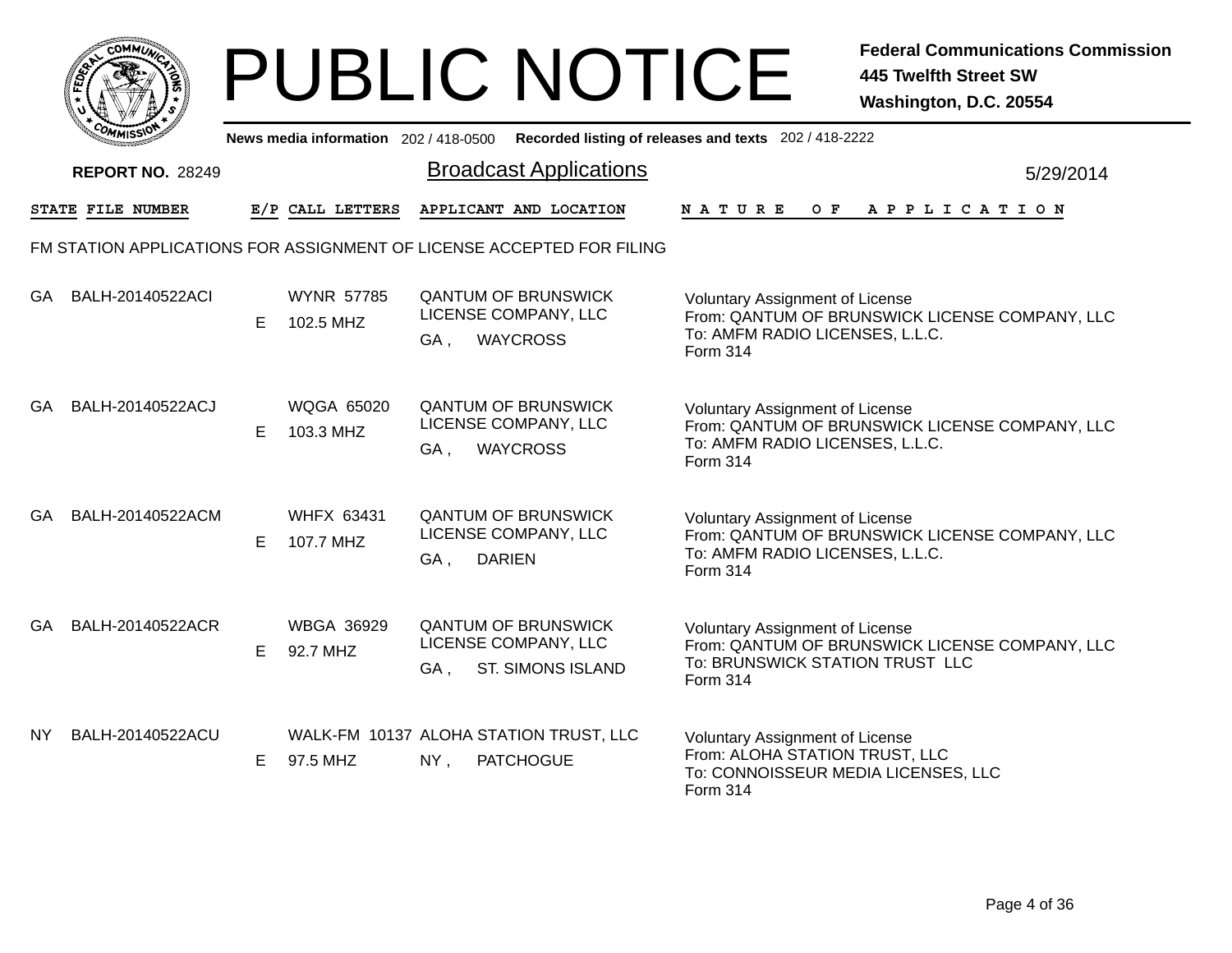# PUBLIC NOTICE

**Federal Communications Commission**
**445 Twelfth Street SW**
**Washington, D.C. 20554**

News media information 202 / 418-0500 Recorded listing of releases and texts 202 / 418-2222

**REPORT NO.** 28249

## Broadcast Applications

5/29/2014

| STATE | FILE NUMBER | E/P | CALL LETTERS | APPLICANT AND LOCATION | NATURE OF APPLICATION |
|---|---|---|---|---|---|

FM STATION APPLICATIONS FOR ASSIGNMENT OF LICENSE ACCEPTED FOR FILING

| STATE | FILE NUMBER | E/P | CALL LETTERS | APPLICANT AND LOCATION | NATURE OF APPLICATION |
|---|---|---|---|---|---|
| GA | BALH-20140522ACI | E | WYNR 57785<br>102.5 MHZ | QANTUM OF BRUNSWICK LICENSE COMPANY, LLC<br>GA , WAYCROSS | Voluntary Assignment of License<br>From: QANTUM OF BRUNSWICK LICENSE COMPANY, LLC<br>To: AMFM RADIO LICENSES, L.L.C.<br>Form 314 |
| GA | BALH-20140522ACJ | E | WQGA 65020<br>103.3 MHZ | QANTUM OF BRUNSWICK LICENSE COMPANY, LLC<br>GA , WAYCROSS | Voluntary Assignment of License<br>From: QANTUM OF BRUNSWICK LICENSE COMPANY, LLC<br>To: AMFM RADIO LICENSES, L.L.C.<br>Form 314 |
| GA | BALH-20140522ACM | E | WHFX 63431<br>107.7 MHZ | QANTUM OF BRUNSWICK LICENSE COMPANY, LLC<br>GA , DARIEN | Voluntary Assignment of License<br>From: QANTUM OF BRUNSWICK LICENSE COMPANY, LLC<br>To: AMFM RADIO LICENSES, L.L.C.<br>Form 314 |
| GA | BALH-20140522ACR | E | WBGA 36929<br>92.7 MHZ | QANTUM OF BRUNSWICK LICENSE COMPANY, LLC<br>GA , ST. SIMONS ISLAND | Voluntary Assignment of License<br>From: QANTUM OF BRUNSWICK LICENSE COMPANY, LLC<br>To: BRUNSWICK STATION TRUST LLC<br>Form 314 |
| NY | BALH-20140522ACU | E | WALK-FM 10137<br>97.5 MHZ | ALOHA STATION TRUST, LLC<br>NY , PATCHOGUE | Voluntary Assignment of License<br>From: ALOHA STATION TRUST, LLC<br>To: CONNOISSEUR MEDIA LICENSES, LLC<br>Form 314 |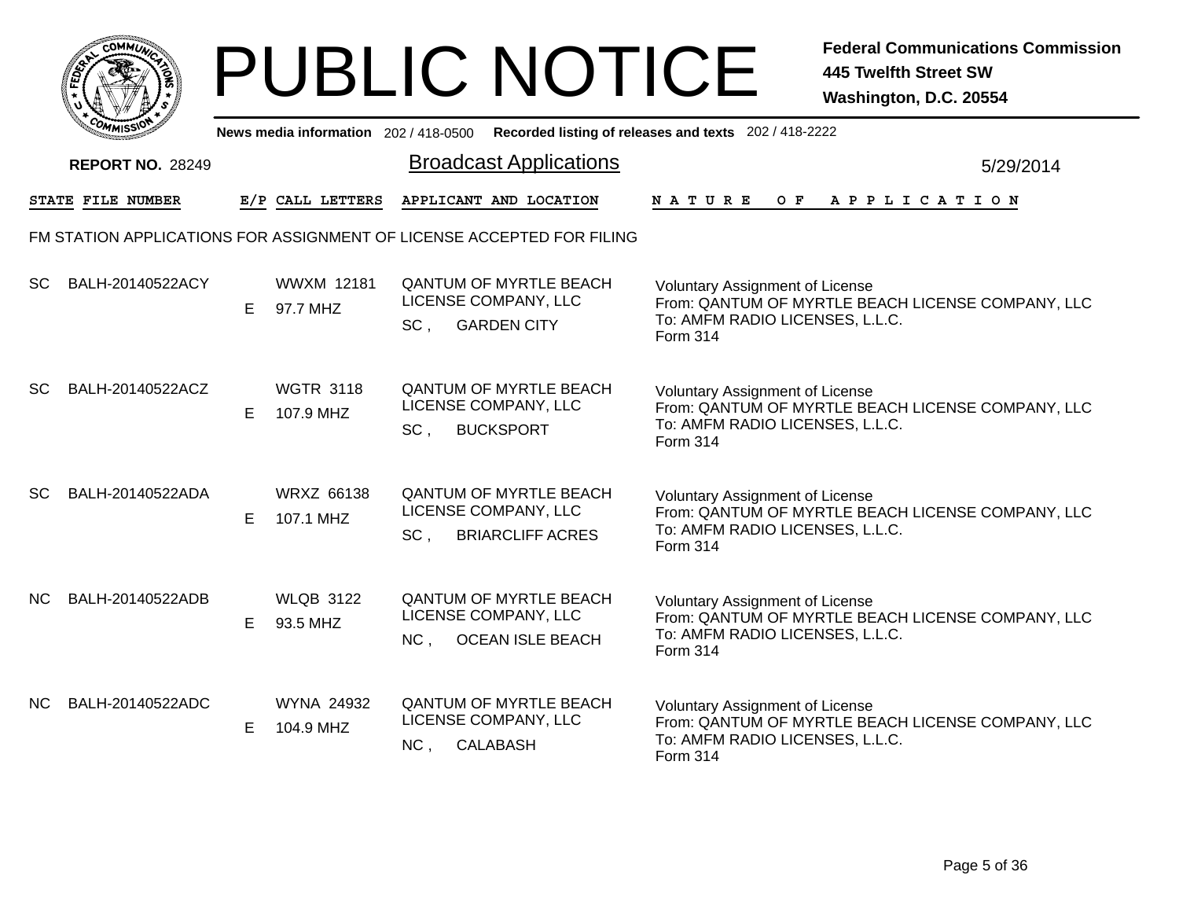# PUBLIC NOTICE

**Federal Communications Commission**
**445 Twelfth Street SW**
**Washington, D.C. 20554**

**News media information** 202 / 418-0500 **Recorded listing of releases and texts** 202 / 418-2222

**REPORT NO.** 28249

## Broadcast Applications

5/29/2014

### FM STATION APPLICATIONS FOR ASSIGNMENT OF LICENSE ACCEPTED FOR FILING

| STATE | FILE NUMBER | E/P | CALL LETTERS | APPLICANT AND LOCATION | NATURE OF APPLICATION |
|---|---|---|---|---|---|
| SC | BALH-20140522ACY | E | WWXM 12181<br>97.7 MHZ | QANTUM OF MYRTLE BEACH LICENSE COMPANY, LLC<br>SC , GARDEN CITY | Voluntary Assignment of License<br>From: QANTUM OF MYRTLE BEACH LICENSE COMPANY, LLC<br>To: AMFM RADIO LICENSES, L.L.C.<br>Form 314 |
| SC | BALH-20140522ACZ | E | WGTR 3118<br>107.9 MHZ | QANTUM OF MYRTLE BEACH LICENSE COMPANY, LLC<br>SC , BUCKSPORT | Voluntary Assignment of License<br>From: QANTUM OF MYRTLE BEACH LICENSE COMPANY, LLC<br>To: AMFM RADIO LICENSES, L.L.C.<br>Form 314 |
| SC | BALH-20140522ADA | E | WRXZ 66138<br>107.1 MHZ | QANTUM OF MYRTLE BEACH LICENSE COMPANY, LLC<br>SC , BRIARCLIFF ACRES | Voluntary Assignment of License<br>From: QANTUM OF MYRTLE BEACH LICENSE COMPANY, LLC<br>To: AMFM RADIO LICENSES, L.L.C.<br>Form 314 |
| NC | BALH-20140522ADB | E | WLQB 3122<br>93.5 MHZ | QANTUM OF MYRTLE BEACH LICENSE COMPANY, LLC<br>NC , OCEAN ISLE BEACH | Voluntary Assignment of License<br>From: QANTUM OF MYRTLE BEACH LICENSE COMPANY, LLC<br>To: AMFM RADIO LICENSES, L.L.C.<br>Form 314 |
| NC | BALH-20140522ADC | E | WYNA 24932<br>104.9 MHZ | QANTUM OF MYRTLE BEACH LICENSE COMPANY, LLC<br>NC , CALABASH | Voluntary Assignment of License<br>From: QANTUM OF MYRTLE BEACH LICENSE COMPANY, LLC<br>To: AMFM RADIO LICENSES, L.L.C.<br>Form 314 |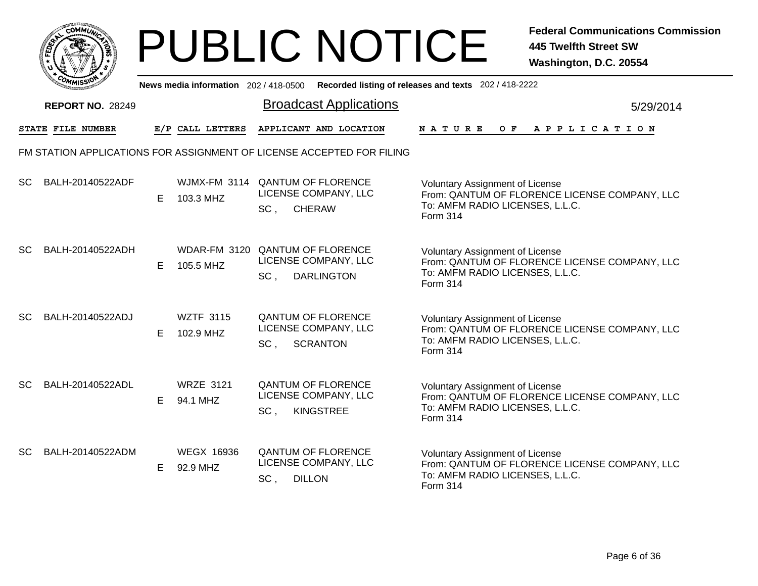# PUBLIC NOTICE

**Federal Communications Commission**
**445 Twelfth Street SW**
**Washington, D.C. 20554**

News media information 202 / 418-0500 Recorded listing of releases and texts 202 / 418-2222

**REPORT NO.** 28249

## Broadcast Applications

5/29/2014

| STATE | FILE NUMBER | E/P | CALL LETTERS | APPLICANT AND LOCATION | NATURE OF APPLICATION |
|---|---|---|---|---|---|

### FM STATION APPLICATIONS FOR ASSIGNMENT OF LICENSE ACCEPTED FOR FILING

| STATE | FILE NUMBER | E/P | CALL LETTERS | APPLICANT AND LOCATION | NATURE OF APPLICATION |
|---|---|---|---|---|---|
| SC | BALH-20140522ADF | E | WJMX-FM 3114<br>103.3 MHZ | QANTUM OF FLORENCE LICENSE COMPANY, LLC<br>SC , CHERAW | Voluntary Assignment of License<br>From: QANTUM OF FLORENCE LICENSE COMPANY, LLC<br>To: AMFM RADIO LICENSES, L.L.C.<br>Form 314 |
| SC | BALH-20140522ADH | E | WDAR-FM 3120<br>105.5 MHZ | QANTUM OF FLORENCE LICENSE COMPANY, LLC<br>SC , DARLINGTON | Voluntary Assignment of License<br>From: QANTUM OF FLORENCE LICENSE COMPANY, LLC<br>To: AMFM RADIO LICENSES, L.L.C.<br>Form 314 |
| SC | BALH-20140522ADJ | E | WZTF 3115<br>102.9 MHZ | QANTUM OF FLORENCE LICENSE COMPANY, LLC<br>SC , SCRANTON | Voluntary Assignment of License<br>From: QANTUM OF FLORENCE LICENSE COMPANY, LLC<br>To: AMFM RADIO LICENSES, L.L.C.<br>Form 314 |
| SC | BALH-20140522ADL | E | WRZE 3121<br>94.1 MHZ | QANTUM OF FLORENCE LICENSE COMPANY, LLC<br>SC , KINGSTREE | Voluntary Assignment of License<br>From: QANTUM OF FLORENCE LICENSE COMPANY, LLC<br>To: AMFM RADIO LICENSES, L.L.C.<br>Form 314 |
| SC | BALH-20140522ADM | E | WEGX 16936<br>92.9 MHZ | QANTUM OF FLORENCE LICENSE COMPANY, LLC<br>SC , DILLON | Voluntary Assignment of License<br>From: QANTUM OF FLORENCE LICENSE COMPANY, LLC<br>To: AMFM RADIO LICENSES, L.L.C.<br>Form 314 |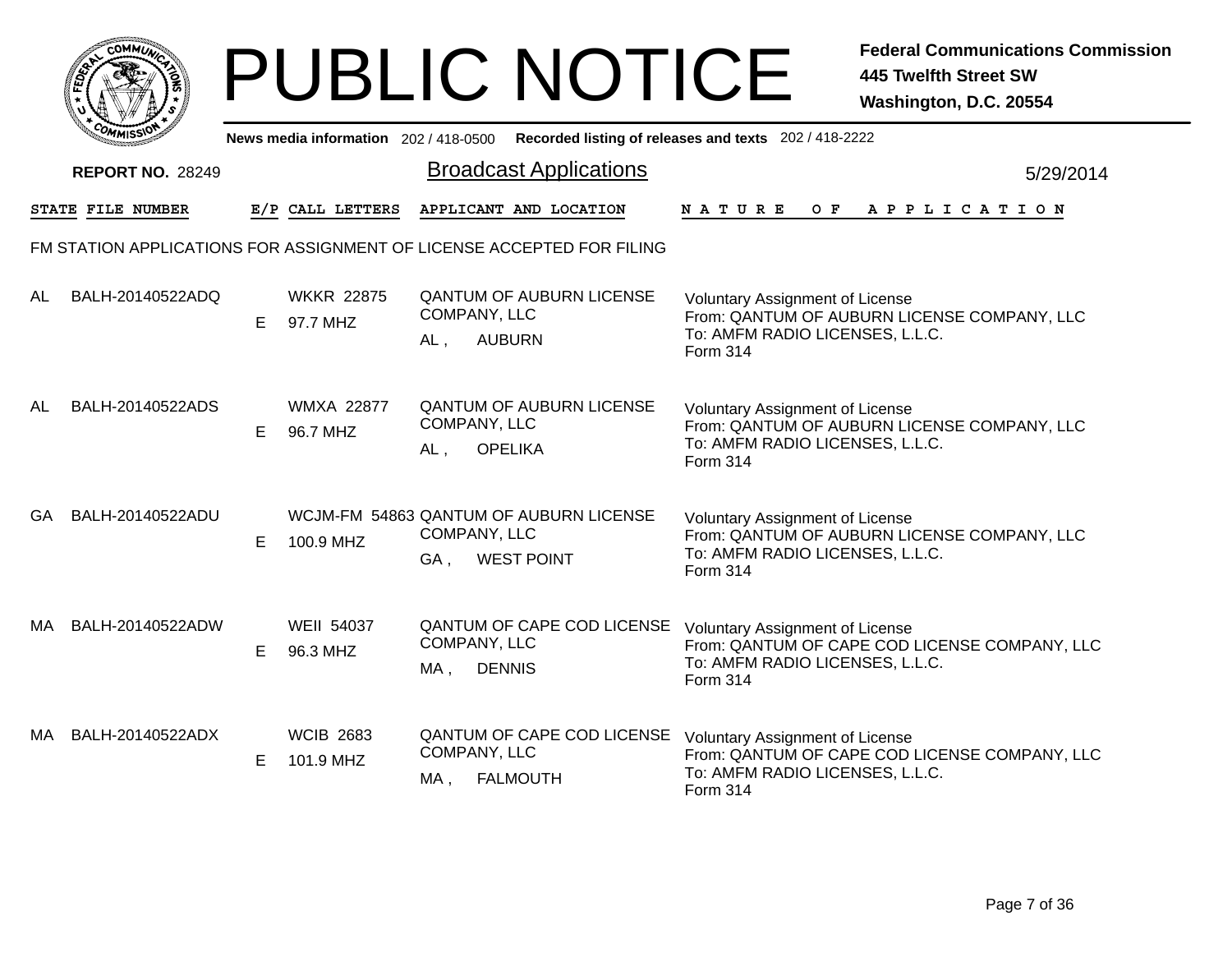# PUBLIC NOTICE

**Federal Communications Commission**
**445 Twelfth Street SW**
**Washington, D.C. 20554**

News media information 202 / 418-0500 Recorded listing of releases and texts 202 / 418-2222

**REPORT NO.** 28249

## Broadcast Applications

5/29/2014

FM STATION APPLICATIONS FOR ASSIGNMENT OF LICENSE ACCEPTED FOR FILING

| STATE | FILE NUMBER | E/P | CALL LETTERS | APPLICANT AND LOCATION | NATURE OF APPLICATION |
|---|---|---|---|---|---|
| AL | BALH-20140522ADQ | E | WKKR 22875<br>97.7 MHZ | QANTUM OF AUBURN LICENSE COMPANY, LLC<br>AL , AUBURN | Voluntary Assignment of License<br>From: QANTUM OF AUBURN LICENSE COMPANY, LLC<br>To: AMFM RADIO LICENSES, L.L.C.<br>Form 314 |
| AL | BALH-20140522ADS | E | WMXA 22877<br>96.7 MHZ | QANTUM OF AUBURN LICENSE COMPANY, LLC<br>AL , OPELIKA | Voluntary Assignment of License<br>From: QANTUM OF AUBURN LICENSE COMPANY, LLC<br>To: AMFM RADIO LICENSES, L.L.C.<br>Form 314 |
| GA | BALH-20140522ADU | E | WCJM-FM 54863<br>100.9 MHZ | QANTUM OF AUBURN LICENSE COMPANY, LLC<br>GA , WEST POINT | Voluntary Assignment of License<br>From: QANTUM OF AUBURN LICENSE COMPANY, LLC<br>To: AMFM RADIO LICENSES, L.L.C.<br>Form 314 |
| MA | BALH-20140522ADW | E | WEII 54037<br>96.3 MHZ | QANTUM OF CAPE COD LICENSE COMPANY, LLC<br>MA , DENNIS | Voluntary Assignment of License<br>From: QANTUM OF CAPE COD LICENSE COMPANY, LLC<br>To: AMFM RADIO LICENSES, L.L.C.<br>Form 314 |
| MA | BALH-20140522ADX | E | WCIB 2683<br>101.9 MHZ | QANTUM OF CAPE COD LICENSE COMPANY, LLC<br>MA , FALMOUTH | Voluntary Assignment of License<br>From: QANTUM OF CAPE COD LICENSE COMPANY, LLC<br>To: AMFM RADIO LICENSES, L.L.C.<br>Form 314 |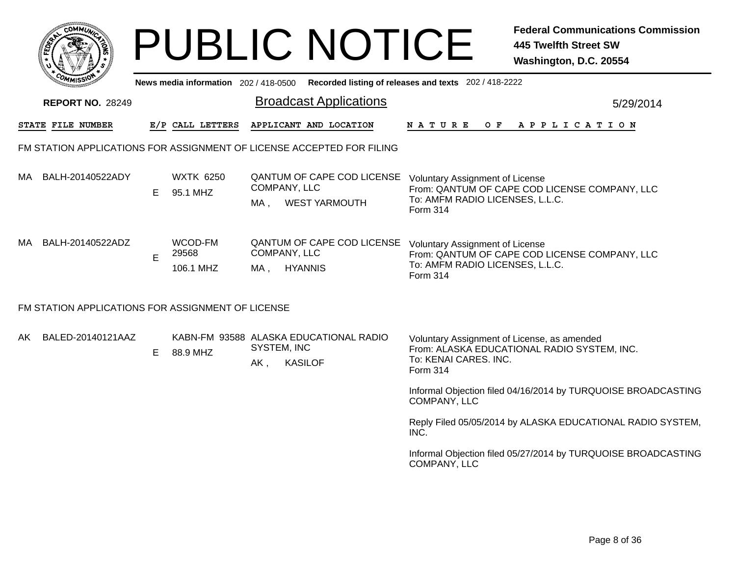# PUBLIC NOTICE

**Federal Communications Commission**
**445 Twelfth Street SW**
**Washington, D.C. 20554**

News media information 202 / 418-0500 Recorded listing of releases and texts 202 / 418-2222

**REPORT NO.** 28249

## Broadcast Applications

5/29/2014

| STATE | FILE NUMBER | E/P | CALL LETTERS | APPLICANT AND LOCATION | NATURE OF APPLICATION |
|---|---|---|---|---|---|

### FM STATION APPLICATIONS FOR ASSIGNMENT OF LICENSE ACCEPTED FOR FILING

| STATE | FILE NUMBER | E/P | CALL LETTERS | APPLICANT AND LOCATION | NATURE OF APPLICATION |
|---|---|---|---|---|---|
| MA | BALH-20140522ADY | E | WXTK 6250<br>95.1 MHZ | QANTUM OF CAPE COD LICENSE COMPANY, LLC<br>MA , WEST YARMOUTH | Voluntary Assignment of License<br>From: QANTUM OF CAPE COD LICENSE COMPANY, LLC<br>To: AMFM RADIO LICENSES, L.L.C.<br>Form 314 |
| MA | BALH-20140522ADZ | E | WCOD-FM 29568<br>106.1 MHZ | QANTUM OF CAPE COD LICENSE COMPANY, LLC<br>MA , HYANNIS | Voluntary Assignment of License<br>From: QANTUM OF CAPE COD LICENSE COMPANY, LLC<br>To: AMFM RADIO LICENSES, L.L.C.<br>Form 314 |

### FM STATION APPLICATIONS FOR ASSIGNMENT OF LICENSE

| STATE | FILE NUMBER | E/P | CALL LETTERS | APPLICANT AND LOCATION | NATURE OF APPLICATION |
|---|---|---|---|---|---|
| AK | BALED-20140121AAZ | E | KABN-FM 93588<br>88.9 MHZ | ALASKA EDUCATIONAL RADIO SYSTEM, INC<br>AK , KASILOF | Voluntary Assignment of License, as amended<br>From: ALASKA EDUCATIONAL RADIO SYSTEM, INC.<br>To: KENAI CARES. INC.<br>Form 314<br><br>Informal Objection filed 04/16/2014 by TURQUOISE BROADCASTING COMPANY, LLC<br><br>Reply Filed 05/05/2014 by ALASKA EDUCATIONAL RADIO SYSTEM, INC.<br><br>Informal Objection filed 05/27/2014 by TURQUOISE BROADCASTING COMPANY, LLC |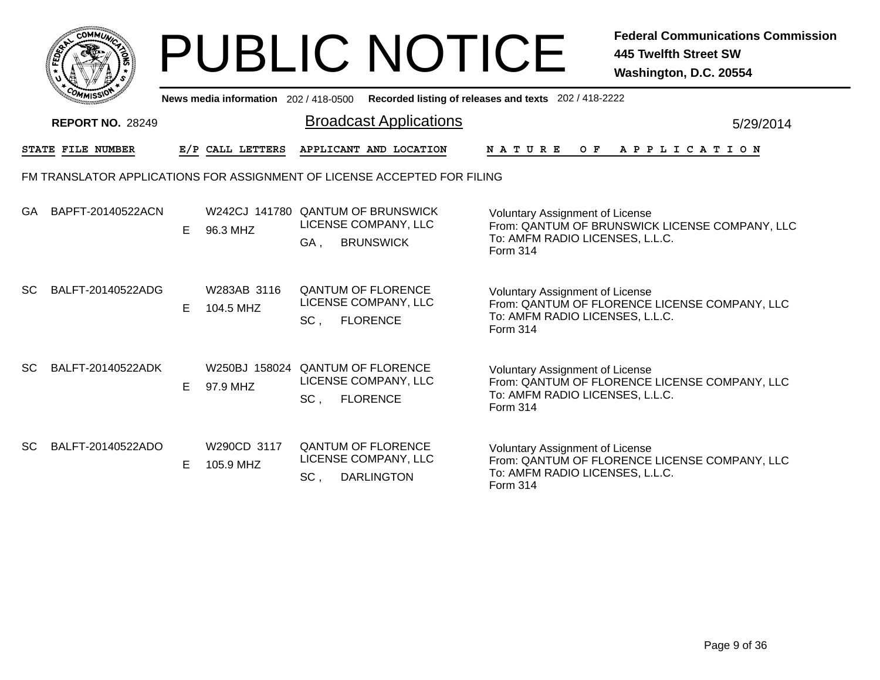# PUBLIC NOTICE

**Federal Communications Commission**
**445 Twelfth Street SW**
**Washington, D.C. 20554**

**News media information** 202 / 418-0500 **Recorded listing of releases and texts** 202 / 418-2222

**REPORT NO.** 28249

## Broadcast Applications

5/29/2014

| STATE | FILE NUMBER | E/P | CALL LETTERS | APPLICANT AND LOCATION | NATURE OF APPLICATION |
|---|---|---|---|---|---|

FM TRANSLATOR APPLICATIONS FOR ASSIGNMENT OF LICENSE ACCEPTED FOR FILING

| STATE | FILE NUMBER | E/P | CALL LETTERS | APPLICANT AND LOCATION | NATURE OF APPLICATION |
|---|---|---|---|---|---|
| GA | BAPFT-20140522ACN | E | W242CJ 141780<br>96.3 MHZ | QANTUM OF BRUNSWICK LICENSE COMPANY, LLC<br>GA , BRUNSWICK | Voluntary Assignment of License<br>From: QANTUM OF BRUNSWICK LICENSE COMPANY, LLC<br>To: AMFM RADIO LICENSES, L.L.C.<br>Form 314 |
| SC | BALFT-20140522ADG | E | W283AB 3116<br>104.5 MHZ | QANTUM OF FLORENCE LICENSE COMPANY, LLC<br>SC , FLORENCE | Voluntary Assignment of License<br>From: QANTUM OF FLORENCE LICENSE COMPANY, LLC<br>To: AMFM RADIO LICENSES, L.L.C.<br>Form 314 |
| SC | BALFT-20140522ADK | E | W250BJ 158024<br>97.9 MHZ | QANTUM OF FLORENCE LICENSE COMPANY, LLC<br>SC , FLORENCE | Voluntary Assignment of License<br>From: QANTUM OF FLORENCE LICENSE COMPANY, LLC<br>To: AMFM RADIO LICENSES, L.L.C.<br>Form 314 |
| SC | BALFT-20140522ADO | E | W290CD 3117<br>105.9 MHZ | QANTUM OF FLORENCE LICENSE COMPANY, LLC<br>SC , DARLINGTON | Voluntary Assignment of License<br>From: QANTUM OF FLORENCE LICENSE COMPANY, LLC<br>To: AMFM RADIO LICENSES, L.L.C.<br>Form 314 |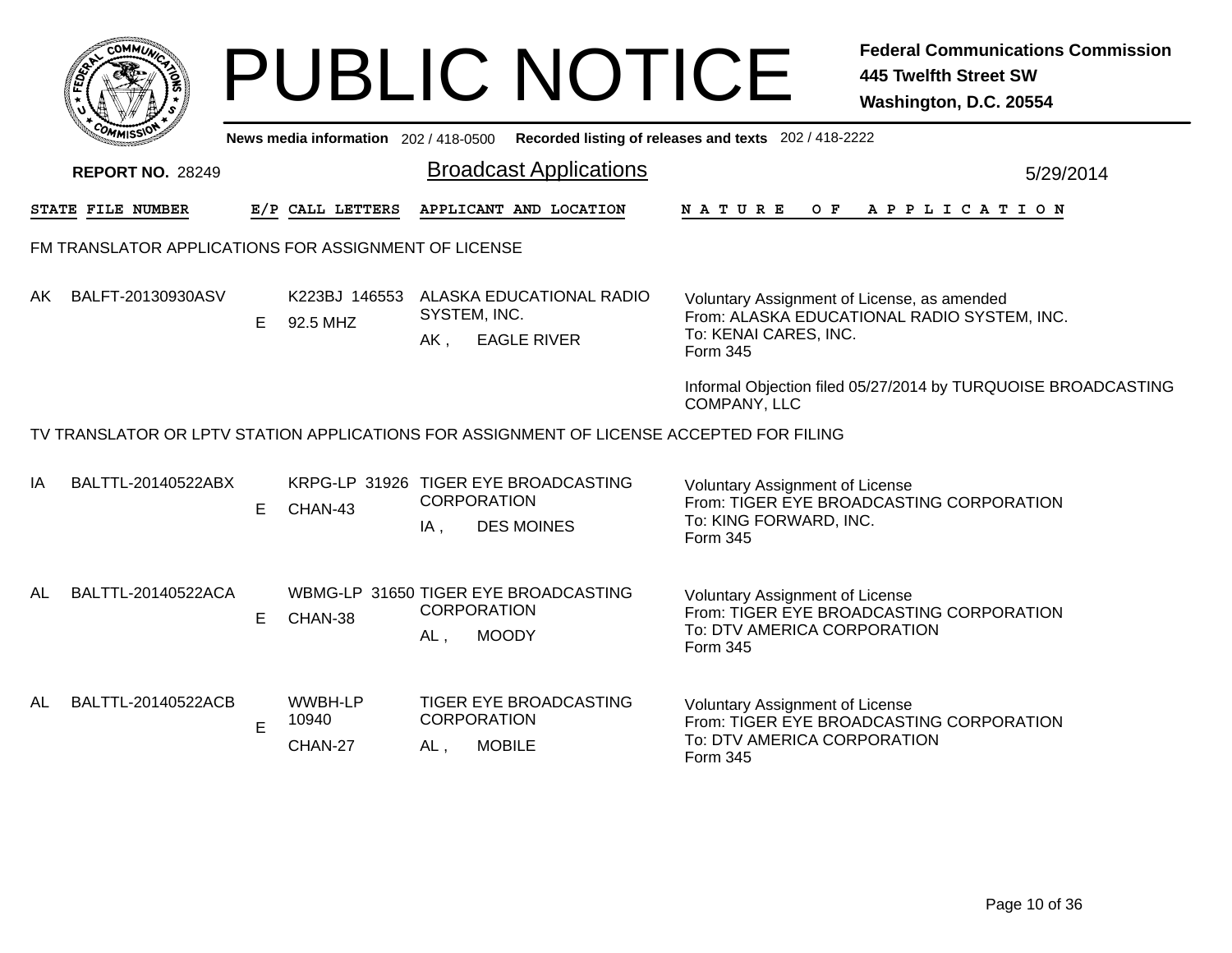# PUBLIC NOTICE

**Federal Communications Commission**
**445 Twelfth Street SW**
**Washington, D.C. 20554**

News media information 202 / 418-0500 Recorded listing of releases and texts 202 / 418-2222

**REPORT NO.** 28249

## Broadcast Applications

5/29/2014

| STATE | FILE NUMBER | E/P | CALL LETTERS | APPLICANT AND LOCATION | NATURE OF APPLICATION |
|---|---|---|---|---|---|

### FM TRANSLATOR APPLICATIONS FOR ASSIGNMENT OF LICENSE

| STATE | FILE NUMBER | E/P | CALL LETTERS | APPLICANT AND LOCATION | NATURE OF APPLICATION |
|---|---|---|---|---|---|
| AK | BALFT-20130930ASV | E | K223BJ 146553 92.5 MHZ | ALASKA EDUCATIONAL RADIO SYSTEM, INC. AK , EAGLE RIVER | Voluntary Assignment of License, as amended From: ALASKA EDUCATIONAL RADIO SYSTEM, INC. To: KENAI CARES, INC. Form 345 Informal Objection filed 05/27/2014 by TURQUOISE BROADCASTING COMPANY, LLC |

### TV TRANSLATOR OR LPTV STATION APPLICATIONS FOR ASSIGNMENT OF LICENSE ACCEPTED FOR FILING

| STATE | FILE NUMBER | E/P | CALL LETTERS | APPLICANT AND LOCATION | NATURE OF APPLICATION |
|---|---|---|---|---|---|
| IA | BALTTL-20140522ABX | E | KRPG-LP 31926 CHAN-43 | TIGER EYE BROADCASTING CORPORATION IA , DES MOINES | Voluntary Assignment of License From: TIGER EYE BROADCASTING CORPORATION To: KING FORWARD, INC. Form 345 |
| AL | BALTTL-20140522ACA | E | WBMG-LP 31650 CHAN-38 | TIGER EYE BROADCASTING CORPORATION AL , MOODY | Voluntary Assignment of License From: TIGER EYE BROADCASTING CORPORATION To: DTV AMERICA CORPORATION Form 345 |
| AL | BALTTL-20140522ACB | E | WWBH-LP 10940 CHAN-27 | TIGER EYE BROADCASTING CORPORATION AL , MOBILE | Voluntary Assignment of License From: TIGER EYE BROADCASTING CORPORATION To: DTV AMERICA CORPORATION Form 345 |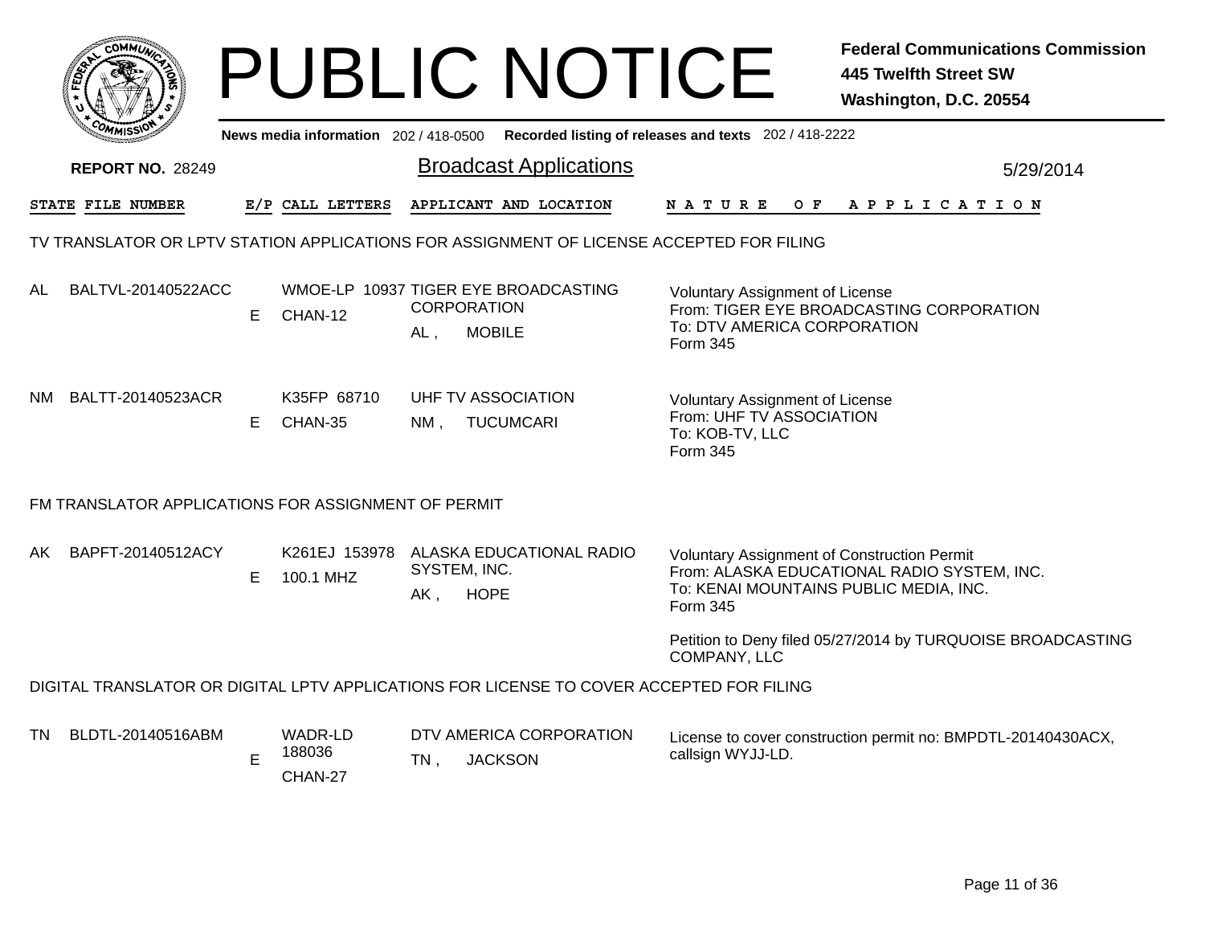# PUBLIC NOTICE

**Federal Communications Commission**
**445 Twelfth Street SW**
**Washington, D.C. 20554**

News media information 202 / 418-0500 Recorded listing of releases and texts 202 / 418-2222

**REPORT NO.** 28249

## Broadcast Applications

5/29/2014

| STATE | FILE NUMBER | E/P | CALL LETTERS | APPLICANT AND LOCATION | NATURE OF APPLICATION |
|---|---|---|---|---|---|

### TV TRANSLATOR OR LPTV STATION APPLICATIONS FOR ASSIGNMENT OF LICENSE ACCEPTED FOR FILING

| STATE | FILE NUMBER | E/P | CALL LETTERS | APPLICANT AND LOCATION | NATURE OF APPLICATION |
|---|---|---|---|---|---|
| AL | BALTVL-20140522ACC | E | WMOE-LP 10937 CHAN-12 | TIGER EYE BROADCASTING CORPORATION AL , MOBILE | Voluntary Assignment of License From: TIGER EYE BROADCASTING CORPORATION To: DTV AMERICA CORPORATION Form 345 |
| NM | BALTT-20140523ACR | E | K35FP 68710 CHAN-35 | UHF TV ASSOCIATION NM , TUCUMCARI | Voluntary Assignment of License From: UHF TV ASSOCIATION To: KOB-TV, LLC Form 345 |

### FM TRANSLATOR APPLICATIONS FOR ASSIGNMENT OF PERMIT

| STATE | FILE NUMBER | E/P | CALL LETTERS | APPLICANT AND LOCATION | NATURE OF APPLICATION |
|---|---|---|---|---|---|
| AK | BAPFT-20140512ACY | E | K261EJ 153978 100.1 MHZ | ALASKA EDUCATIONAL RADIO SYSTEM, INC. AK , HOPE | Voluntary Assignment of Construction Permit From: ALASKA EDUCATIONAL RADIO SYSTEM, INC. To: KENAI MOUNTAINS PUBLIC MEDIA, INC. Form 345<br><br>Petition to Deny filed 05/27/2014 by TURQUOISE BROADCASTING COMPANY, LLC |

### DIGITAL TRANSLATOR OR DIGITAL LPTV APPLICATIONS FOR LICENSE TO COVER ACCEPTED FOR FILING

| STATE | FILE NUMBER | E/P | CALL LETTERS | APPLICANT AND LOCATION | NATURE OF APPLICATION |
|---|---|---|---|---|---|
| TN | BLDTL-20140516ABM | E | WADR-LD 188036 CHAN-27 | DTV AMERICA CORPORATION TN , JACKSON | License to cover construction permit no: BMPDTL-20140430ACX, callsign WYJJ-LD. |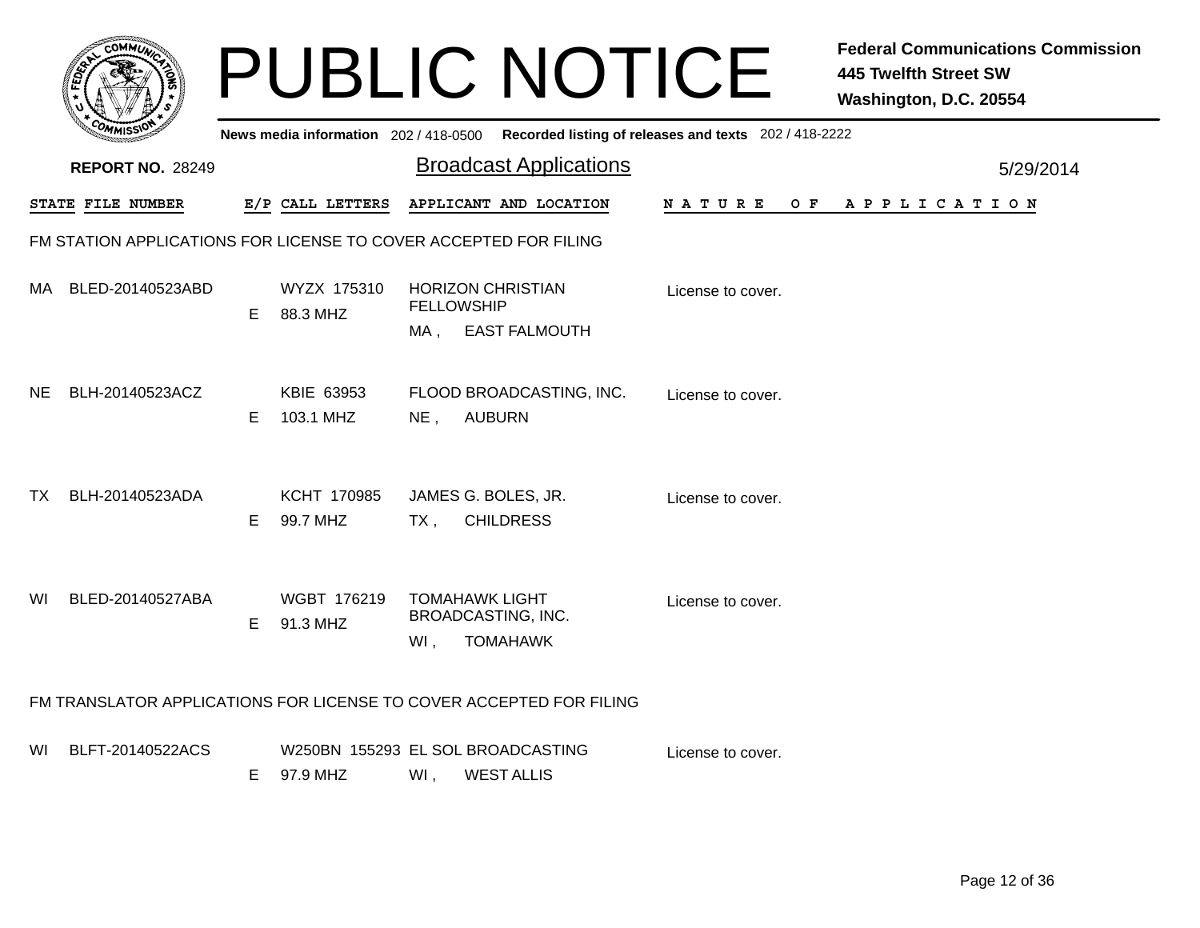# PUBLIC NOTICE

**Federal Communications Commission**
**445 Twelfth Street SW**
**Washington, D.C. 20554**

**News media information** 202 / 418-0500 **Recorded listing of releases and texts** 202 / 418-2222

**REPORT NO.** 28249

## Broadcast Applications

5/29/2014

### FM STATION APPLICATIONS FOR LICENSE TO COVER ACCEPTED FOR FILING

| STATE | FILE NUMBER | E/P | CALL LETTERS | APPLICANT AND LOCATION | NATURE OF APPLICATION |
|---|---|---|---|---|---|
| MA | BLED-20140523ABD | E | WYZX 175310<br>88.3 MHZ | HORIZON CHRISTIAN FELLOWSHIP<br>MA , EAST FALMOUTH | License to cover. |
| NE | BLH-20140523ACZ | E | KBIE 63953<br>103.1 MHZ | FLOOD BROADCASTING, INC.<br>NE , AUBURN | License to cover. |
| TX | BLH-20140523ADA | E | KCHT 170985<br>99.7 MHZ | JAMES G. BOLES, JR.<br>TX , CHILDRESS | License to cover. |
| WI | BLED-20140527ABA | E | WGBT 176219<br>91.3 MHZ | TOMAHAWK LIGHT BROADCASTING, INC.<br>WI , TOMAHAWK | License to cover. |

### FM TRANSLATOR APPLICATIONS FOR LICENSE TO COVER ACCEPTED FOR FILING

| STATE | FILE NUMBER | E/P | CALL LETTERS | APPLICANT AND LOCATION | NATURE OF APPLICATION |
|---|---|---|---|---|---|
| WI | BLFT-20140522ACS | E | W250BN 155293<br>97.9 MHZ | EL SOL BROADCASTING<br>WI , WEST ALLIS | License to cover. |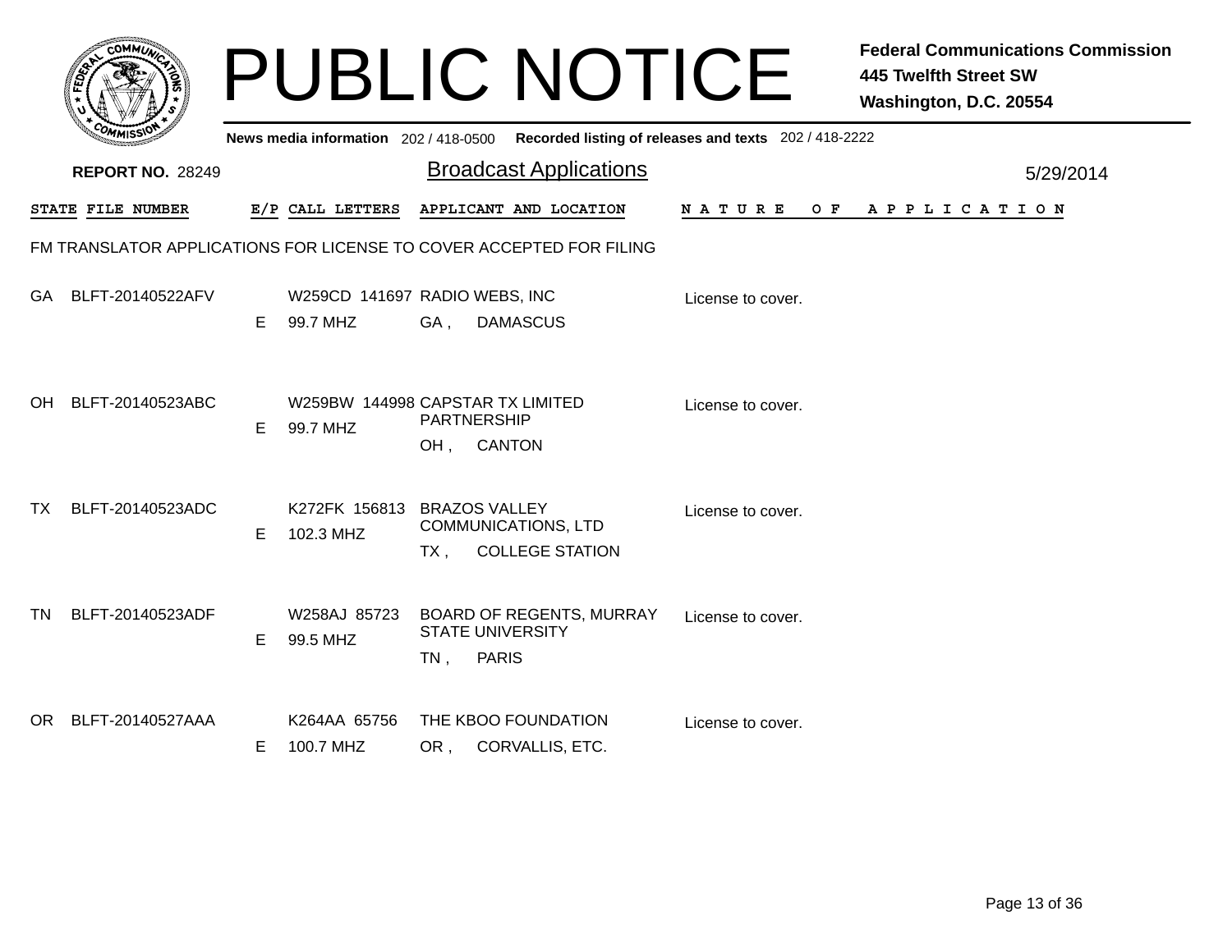# PUBLIC NOTICE

**Federal Communications Commission**
**445 Twelfth Street SW**
**Washington, D.C. 20554**

**News media information** 202 / 418-0500 **Recorded listing of releases and texts** 202 / 418-2222

**REPORT NO.** 28249

## Broadcast Applications

5/29/2014

### FM TRANSLATOR APPLICATIONS FOR LICENSE TO COVER ACCEPTED FOR FILING

| STATE | FILE NUMBER | E/P | CALL LETTERS | APPLICANT AND LOCATION | NATURE OF APPLICATION |
|---|---|---|---|---|---|
| GA | BLFT-20140522AFV | E | W259CD 141697<br>99.7 MHZ | RADIO WEBS, INC<br>GA , DAMASCUS | License to cover. |
| OH | BLFT-20140523ABC | E | W259BW 144998<br>99.7 MHZ | CAPSTAR TX LIMITED PARTNERSHIP<br>OH , CANTON | License to cover. |
| TX | BLFT-20140523ADC | E | K272FK 156813<br>102.3 MHZ | BRAZOS VALLEY COMMUNICATIONS, LTD<br>TX , COLLEGE STATION | License to cover. |
| TN | BLFT-20140523ADF | E | W258AJ 85723<br>99.5 MHZ | BOARD OF REGENTS, MURRAY STATE UNIVERSITY<br>TN , PARIS | License to cover. |
| OR | BLFT-20140527AAA | E | K264AA 65756<br>100.7 MHZ | THE KBOO FOUNDATION<br>OR , CORVALLIS, ETC. | License to cover. |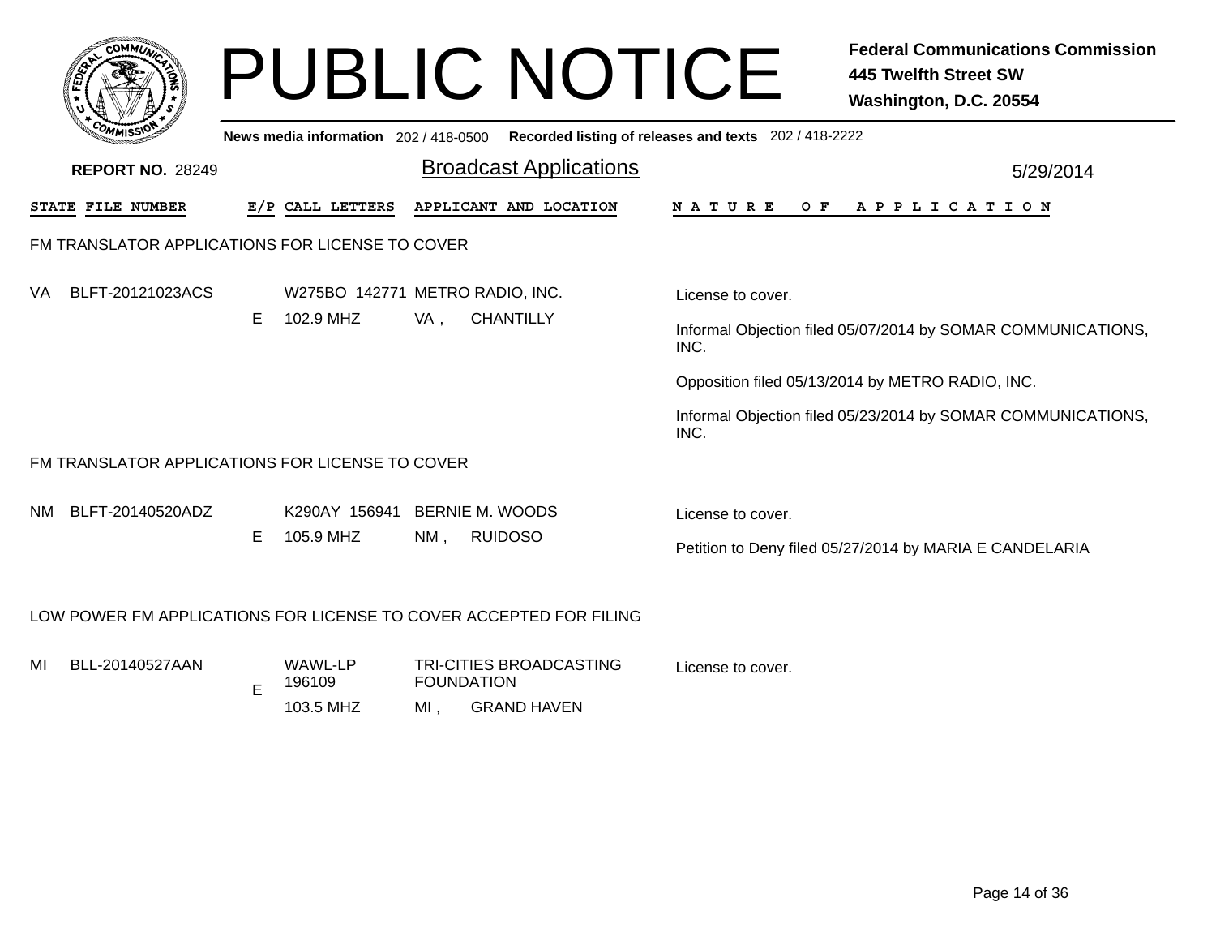# PUBLIC NOTICE

**Federal Communications Commission**
**445 Twelfth Street SW**
**Washington, D.C. 20554**

**News media information** 202 / 418-0500 **Recorded listing of releases and texts** 202 / 418-2222

**REPORT NO.** 28249

## Broadcast Applications

5/29/2014

| STATE | FILE NUMBER | E/P | CALL LETTERS | APPLICANT AND LOCATION | NATURE OF APPLICATION |
|---|---|---|---|---|---|

### FM TRANSLATOR APPLICATIONS FOR LICENSE TO COVER

| STATE | FILE NUMBER | E/P | CALL LETTERS | APPLICANT AND LOCATION | NATURE OF APPLICATION |
|---|---|---|---|---|---|
| VA | BLFT-20121023ACS | E | W275BO 142771<br>102.9 MHZ | METRO RADIO, INC.<br>VA , CHANTILLY | License to cover.<br>Informal Objection filed 05/07/2014 by SOMAR COMMUNICATIONS, INC.<br>Opposition filed 05/13/2014 by METRO RADIO, INC.<br>Informal Objection filed 05/23/2014 by SOMAR COMMUNICATIONS, INC. |

### FM TRANSLATOR APPLICATIONS FOR LICENSE TO COVER

| STATE | FILE NUMBER | E/P | CALL LETTERS | APPLICANT AND LOCATION | NATURE OF APPLICATION |
|---|---|---|---|---|---|
| NM | BLFT-20140520ADZ | E | K290AY 156941<br>105.9 MHZ | BERNIE M. WOODS<br>NM , RUIDOSO | License to cover.<br>Petition to Deny filed 05/27/2014 by MARIA E CANDELARIA |

### LOW POWER FM APPLICATIONS FOR LICENSE TO COVER ACCEPTED FOR FILING

| STATE | FILE NUMBER | E/P | CALL LETTERS | APPLICANT AND LOCATION | NATURE OF APPLICATION |
|---|---|---|---|---|---|
| MI | BLL-20140527AAN | E | WAWL-LP 196109<br>103.5 MHZ | TRI-CITIES BROADCASTING FOUNDATION<br>MI , GRAND HAVEN | License to cover. |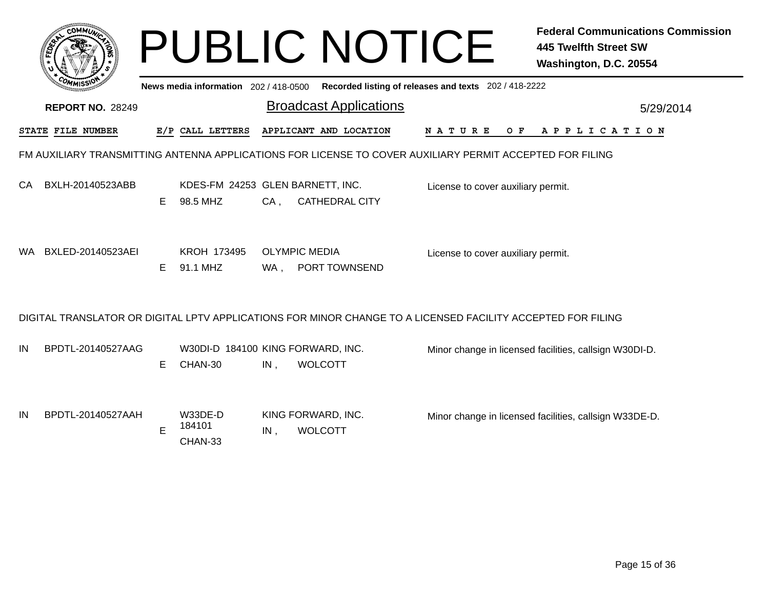# PUBLIC NOTICE

**Federal Communications Commission**
**445 Twelfth Street SW**
**Washington, D.C. 20554**

**News media information** 202 / 418-0500 **Recorded listing of releases and texts** 202 / 418-2222

**REPORT NO.** 28249

## Broadcast Applications

5/29/2014

| STATE | FILE NUMBER | E/P | CALL LETTERS | APPLICANT AND LOCATION | NATURE OF APPLICATION |
|---|---|---|---|---|---|

FM AUXILIARY TRANSMITTING ANTENNA APPLICATIONS FOR LICENSE TO COVER AUXILIARY PERMIT ACCEPTED FOR FILING

| STATE | FILE NUMBER | E/P | CALL LETTERS | APPLICANT AND LOCATION | NATURE OF APPLICATION |
|---|---|---|---|---|---|
| CA | BXLH-20140523ABB | E | KDES-FM 24253<br>98.5 MHZ | GLEN BARNETT, INC.<br>CA , CATHEDRAL CITY | License to cover auxiliary permit. |
| WA | BXLED-20140523AEI | E | KROH 173495<br>91.1 MHZ | OLYMPIC MEDIA<br>WA , PORT TOWNSEND | License to cover auxiliary permit. |

DIGITAL TRANSLATOR OR DIGITAL LPTV APPLICATIONS FOR MINOR CHANGE TO A LICENSED FACILITY ACCEPTED FOR FILING

| STATE | FILE NUMBER | E/P | CALL LETTERS | APPLICANT AND LOCATION | NATURE OF APPLICATION |
|---|---|---|---|---|---|
| IN | BPDTL-20140527AAG | E | W30DI-D 184100<br>CHAN-30 | KING FORWARD, INC.<br>IN , WOLCOTT | Minor change in licensed facilities, callsign W30DI-D. |
| IN | BPDTL-20140527AAH | E | W33DE-D 184101<br>CHAN-33 | KING FORWARD, INC.<br>IN , WOLCOTT | Minor change in licensed facilities, callsign W33DE-D. |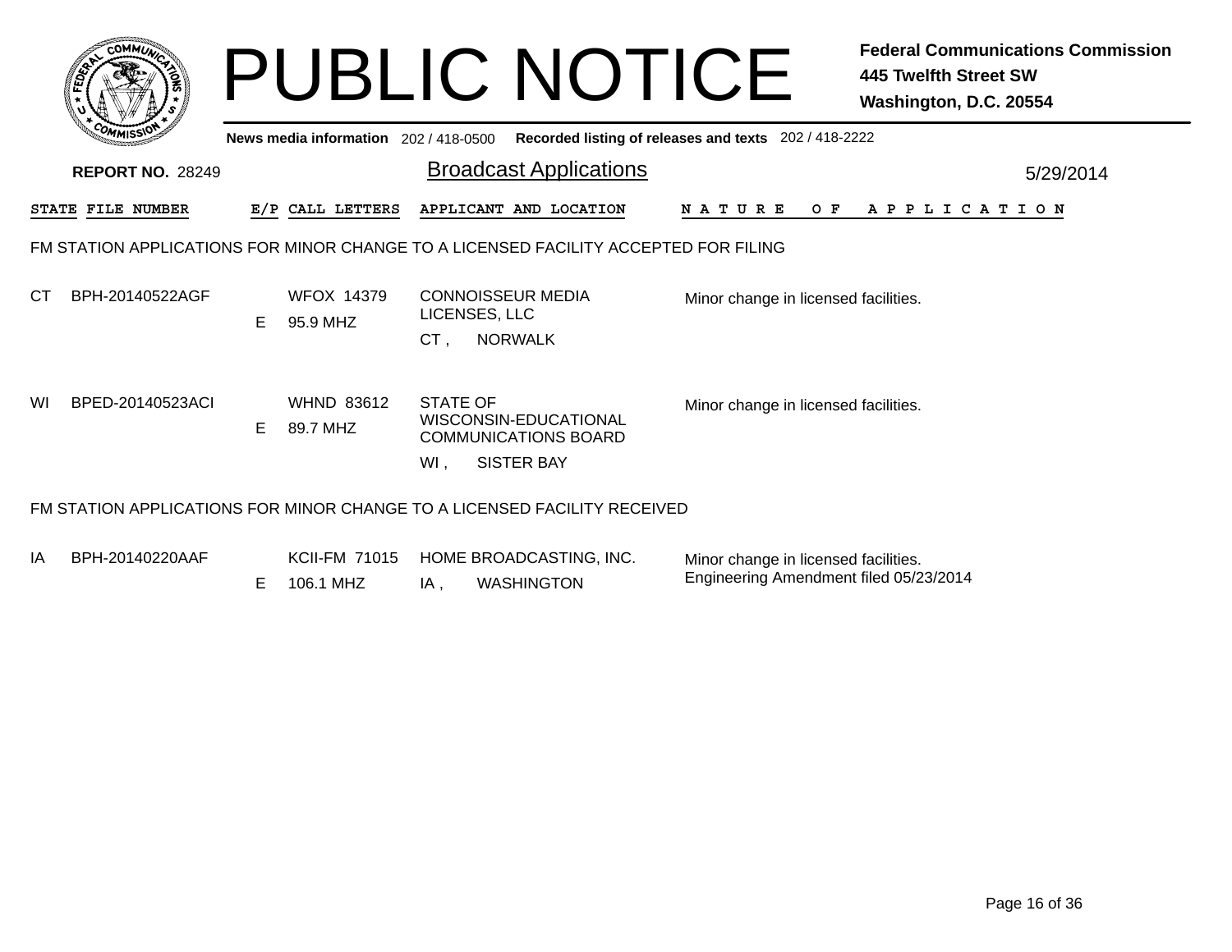# PUBLIC NOTICE

**Federal Communications Commission**
**445 Twelfth Street SW**
**Washington, D.C. 20554**

**News media information** 202 / 418-0500 **Recorded listing of releases and texts** 202 / 418-2222

**REPORT NO.** 28249

## Broadcast Applications

5/29/2014

| STATE | FILE NUMBER | E/P | CALL LETTERS | APPLICANT AND LOCATION | NATURE OF APPLICATION |
|---|---|---|---|---|---|

### FM STATION APPLICATIONS FOR MINOR CHANGE TO A LICENSED FACILITY ACCEPTED FOR FILING

| STATE | FILE NUMBER | E/P | CALL LETTERS | APPLICANT AND LOCATION | NATURE OF APPLICATION |
|---|---|---|---|---|---|
| CT | BPH-20140522AGF | E | WFOX 14379<br>95.9 MHZ | CONNOISSEUR MEDIA LICENSES, LLC<br>CT , NORWALK | Minor change in licensed facilities. |
| WI | BPED-20140523ACI | E | WHND 83612<br>89.7 MHZ | STATE OF WISCONSIN-EDUCATIONAL COMMUNICATIONS BOARD<br>WI , SISTER BAY | Minor change in licensed facilities. |

### FM STATION APPLICATIONS FOR MINOR CHANGE TO A LICENSED FACILITY RECEIVED

| STATE | FILE NUMBER | E/P | CALL LETTERS | APPLICANT AND LOCATION | NATURE OF APPLICATION |
|---|---|---|---|---|---|
| IA | BPH-20140220AAF | E | KCII-FM 71015<br>106.1 MHZ | HOME BROADCASTING, INC.<br>IA , WASHINGTON | Minor change in licensed facilities.<br>Engineering Amendment filed 05/23/2014 |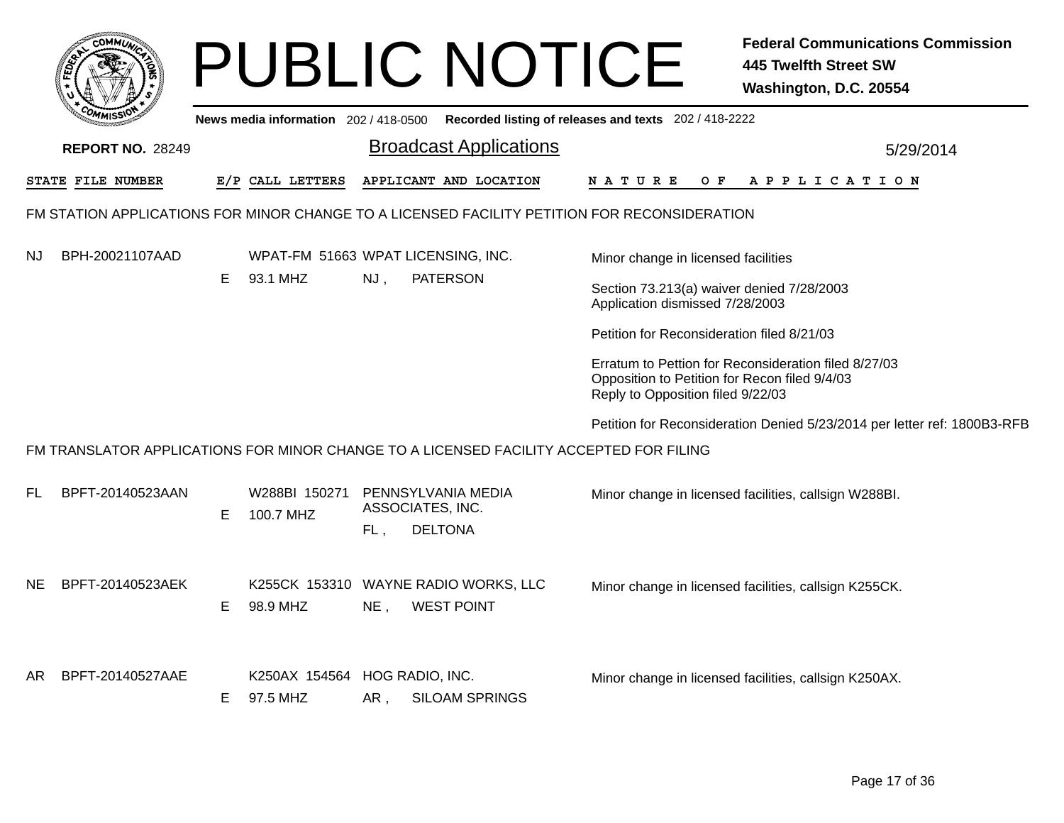# PUBLIC NOTICE

**Federal Communications Commission**
**445 Twelfth Street SW**
**Washington, D.C. 20554**

**News media information** 202 / 418-0500 **Recorded listing of releases and texts** 202 / 418-2222

**REPORT NO.** 28249

## Broadcast Applications

5/29/2014

| STATE | FILE NUMBER | E/P | CALL LETTERS | APPLICANT AND LOCATION | NATURE OF APPLICATION |
|---|---|---|---|---|---|

### FM STATION APPLICATIONS FOR MINOR CHANGE TO A LICENSED FACILITY PETITION FOR RECONSIDERATION

| STATE | FILE NUMBER | E/P | CALL LETTERS | APPLICANT AND LOCATION | NATURE OF APPLICATION |
|---|---|---|---|---|---|
| NJ | BPH-20021107AAD | E | WPAT-FM 51663<br>93.1 MHZ | WPAT LICENSING, INC.<br>NJ , PATERSON | Minor change in licensed facilities<br><br>Section 73.213(a) waiver denied 7/28/2003<br>Application dismissed 7/28/2003<br><br>Petition for Reconsideration filed 8/21/03<br><br>Erratum to Pettion for Reconsideration filed 8/27/03<br>Opposition to Petition for Recon filed 9/4/03<br>Reply to Opposition filed 9/22/03<br><br>Petition for Reconsideration Denied 5/23/2014 per letter ref: 1800B3-RFB |

### FM TRANSLATOR APPLICATIONS FOR MINOR CHANGE TO A LICENSED FACILITY ACCEPTED FOR FILING

| STATE | FILE NUMBER | E/P | CALL LETTERS | APPLICANT AND LOCATION | NATURE OF APPLICATION |
|---|---|---|---|---|---|
| FL | BPFT-20140523AAN | E | W288BI 150271<br>100.7 MHZ | PENNSYLVANIA MEDIA ASSOCIATES, INC.<br>FL , DELTONA | Minor change in licensed facilities, callsign W288BI. |
| NE | BPFT-20140523AEK | E | K255CK 153310<br>98.9 MHZ | WAYNE RADIO WORKS, LLC<br>NE , WEST POINT | Minor change in licensed facilities, callsign K255CK. |
| AR | BPFT-20140527AAE | E | K250AX 154564<br>97.5 MHZ | HOG RADIO, INC.<br>AR , SILOAM SPRINGS | Minor change in licensed facilities, callsign K250AX. |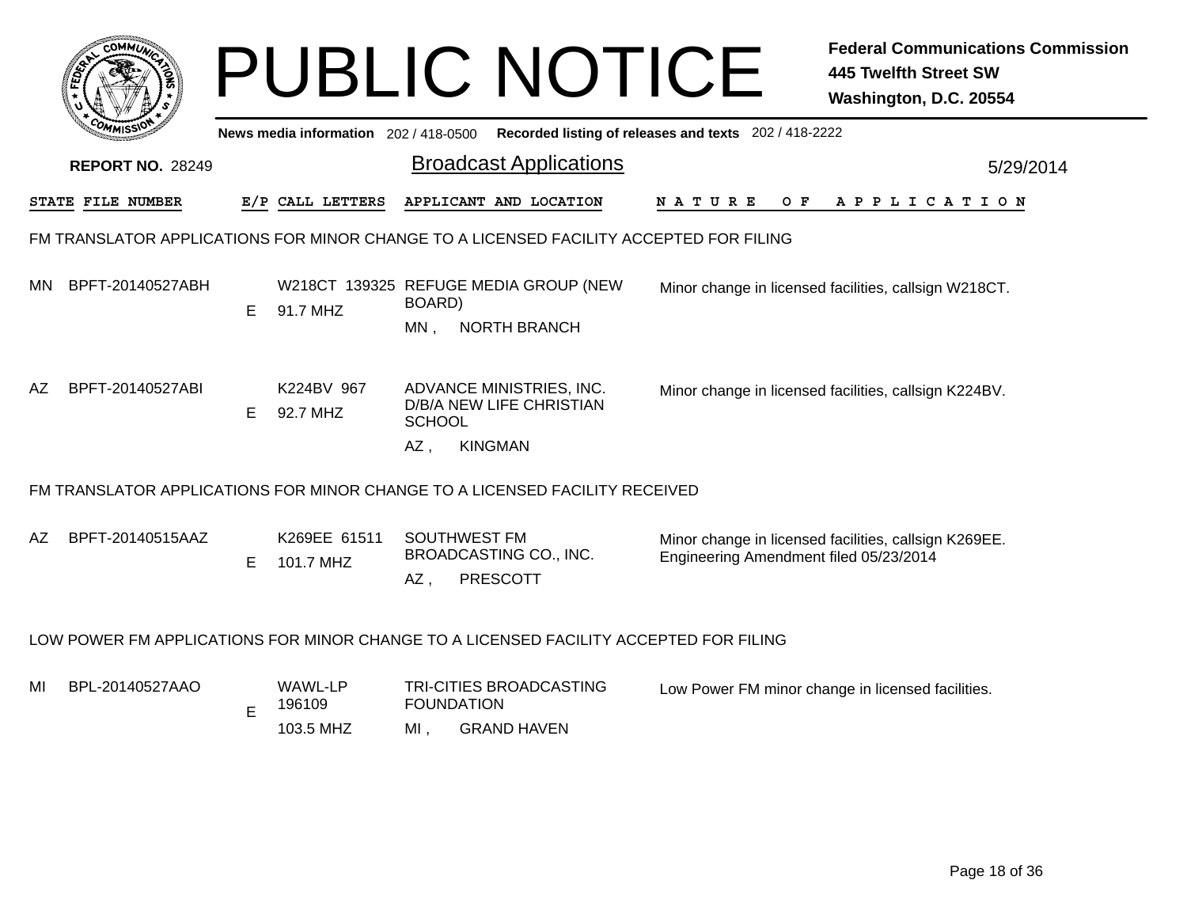# PUBLIC NOTICE

**Federal Communications Commission**
**445 Twelfth Street SW**
**Washington, D.C. 20554**

**News media information** 202 / 418-0500 **Recorded listing of releases and texts** 202 / 418-2222

**REPORT NO.** 28249

## Broadcast Applications

5/29/2014

| STATE | FILE NUMBER | E/P | CALL LETTERS | APPLICANT AND LOCATION | NATURE OF APPLICATION |
|---|---|---|---|---|---|

### FM TRANSLATOR APPLICATIONS FOR MINOR CHANGE TO A LICENSED FACILITY ACCEPTED FOR FILING

| STATE | FILE NUMBER | E/P | CALL LETTERS | APPLICANT AND LOCATION | NATURE OF APPLICATION |
|---|---|---|---|---|---|
| MN | BPFT-20140527ABH | E | W218CT 139325 91.7 MHZ | REFUGE MEDIA GROUP (NEW BOARD) MN , NORTH BRANCH | Minor change in licensed facilities, callsign W218CT. |
| AZ | BPFT-20140527ABI | E | K224BV 967 92.7 MHZ | ADVANCE MINISTRIES, INC. D/B/A NEW LIFE CHRISTIAN SCHOOL AZ , KINGMAN | Minor change in licensed facilities, callsign K224BV. |

### FM TRANSLATOR APPLICATIONS FOR MINOR CHANGE TO A LICENSED FACILITY RECEIVED

| STATE | FILE NUMBER | E/P | CALL LETTERS | APPLICANT AND LOCATION | NATURE OF APPLICATION |
|---|---|---|---|---|---|
| AZ | BPFT-20140515AAZ | E | K269EE 61511 101.7 MHZ | SOUTHWEST FM BROADCASTING CO., INC. AZ , PRESCOTT | Minor change in licensed facilities, callsign K269EE. Engineering Amendment filed 05/23/2014 |

### LOW POWER FM APPLICATIONS FOR MINOR CHANGE TO A LICENSED FACILITY ACCEPTED FOR FILING

| STATE | FILE NUMBER | E/P | CALL LETTERS | APPLICANT AND LOCATION | NATURE OF APPLICATION |
|---|---|---|---|---|---|
| MI | BPL-20140527AAO | E | WAWL-LP 196109 103.5 MHZ | TRI-CITIES BROADCASTING FOUNDATION MI , GRAND HAVEN | Low Power FM minor change in licensed facilities. |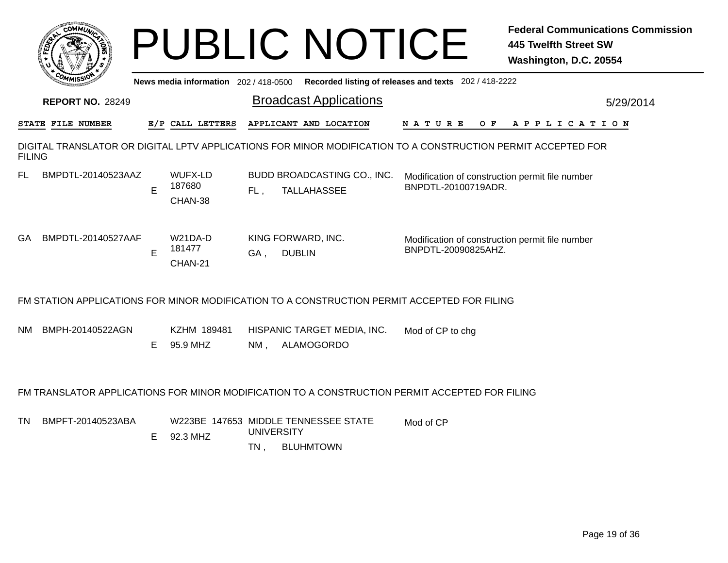# PUBLIC NOTICE

**Federal Communications Commission**
**445 Twelfth Street SW**
**Washington, D.C. 20554**

**News media information** 202 / 418-0500 **Recorded listing of releases and texts** 202 / 418-2222

**REPORT NO.** 28249

## Broadcast Applications

5/29/2014

### DIGITAL TRANSLATOR OR DIGITAL LPTV APPLICATIONS FOR MINOR MODIFICATION TO A CONSTRUCTION PERMIT ACCEPTED FOR FILING

| STATE | FILE NUMBER | E/P | CALL LETTERS | APPLICANT AND LOCATION | NATURE OF APPLICATION |
|---|---|---|---|---|---|
| FL | BMPDTL-20140523AAZ | E | WUFX-LD 187680 CHAN-38 | BUDD BROADCASTING CO., INC. FL , TALLAHASSEE | Modification of construction permit file number BNPDTL-20100719ADR. |
| GA | BMPDTL-20140527AAF | E | W21DA-D 181477 CHAN-21 | KING FORWARD, INC. GA , DUBLIN | Modification of construction permit file number BNPDTL-20090825AHZ. |

### FM STATION APPLICATIONS FOR MINOR MODIFICATION TO A CONSTRUCTION PERMIT ACCEPTED FOR FILING

| STATE | FILE NUMBER | E/P | CALL LETTERS | APPLICANT AND LOCATION | NATURE OF APPLICATION |
|---|---|---|---|---|---|
| NM | BMPH-20140522AGN | E | KZHM 189481 95.9 MHZ | HISPANIC TARGET MEDIA, INC. NM , ALAMOGORDO | Mod of CP to chg |

### FM TRANSLATOR APPLICATIONS FOR MINOR MODIFICATION TO A CONSTRUCTION PERMIT ACCEPTED FOR FILING

| STATE | FILE NUMBER | E/P | CALL LETTERS | APPLICANT AND LOCATION | NATURE OF APPLICATION |
|---|---|---|---|---|---|
| TN | BMPFT-20140523ABA | E | W223BE 147653 92.3 MHZ | MIDDLE TENNESSEE STATE UNIVERSITY TN , BLUHMTOWN | Mod of CP |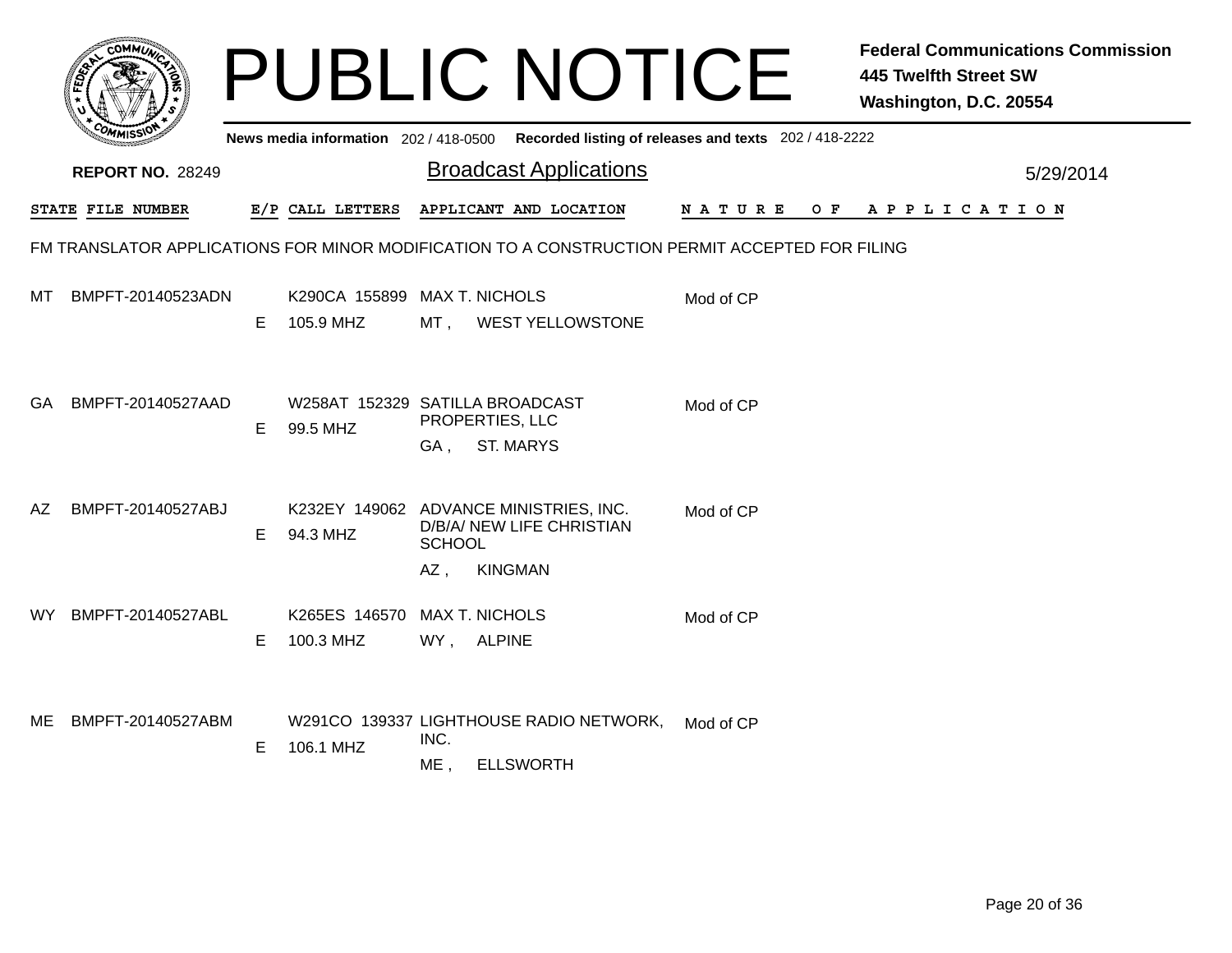# PUBLIC NOTICE

**Federal Communications Commission**
**445 Twelfth Street SW**
**Washington, D.C. 20554**

**News media information** 202 / 418-0500 **Recorded listing of releases and texts** 202 / 418-2222

**REPORT NO.** 28249

## Broadcast Applications

5/29/2014

FM TRANSLATOR APPLICATIONS FOR MINOR MODIFICATION TO A CONSTRUCTION PERMIT ACCEPTED FOR FILING

| STATE | FILE NUMBER | E/P | CALL LETTERS | APPLICANT AND LOCATION | NATURE OF APPLICATION |
|---|---|---|---|---|---|
| MT | BMPFT-20140523ADN | E | K290CA 155899 105.9 MHZ | MAX T. NICHOLS MT , WEST YELLOWSTONE | Mod of CP |
| GA | BMPFT-20140527AAD | E | W258AT 152329 99.5 MHZ | SATILLA BROADCAST PROPERTIES, LLC GA , ST. MARYS | Mod of CP |
| AZ | BMPFT-20140527ABJ | E | K232EY 149062 94.3 MHZ | ADVANCE MINISTRIES, INC. D/B/A/ NEW LIFE CHRISTIAN SCHOOL AZ , KINGMAN | Mod of CP |
| WY | BMPFT-20140527ABL | E | K265ES 146570 100.3 MHZ | MAX T. NICHOLS WY , ALPINE | Mod of CP |
| ME | BMPFT-20140527ABM | E | W291CO 139337 106.1 MHZ | LIGHTHOUSE RADIO NETWORK, INC. ME , ELLSWORTH | Mod of CP |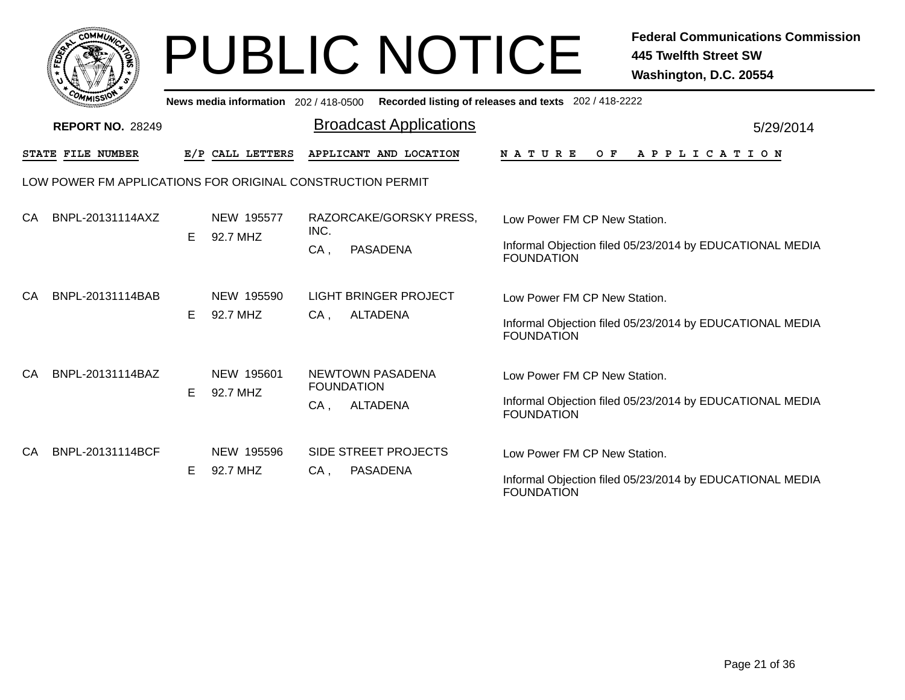# PUBLIC NOTICE

**Federal Communications Commission**
**445 Twelfth Street SW**
**Washington, D.C. 20554**

**News media information** 202 / 418-0500 **Recorded listing of releases and texts** 202 / 418-2222

**REPORT NO.** 28249

## Broadcast Applications

5/29/2014

### LOW POWER FM APPLICATIONS FOR ORIGINAL CONSTRUCTION PERMIT

| STATE | FILE NUMBER | E/P | CALL LETTERS | APPLICANT AND LOCATION | NATURE OF APPLICATION |
|---|---|---|---|---|---|
| CA | BNPL-20131114AXZ | E | NEW 195577<br>92.7 MHZ | RAZORCAKE/GORSKY PRESS, INC.<br>CA , PASADENA | Low Power FM CP New Station.<br><br>Informal Objection filed 05/23/2014 by EDUCATIONAL MEDIA FOUNDATION |
| CA | BNPL-20131114BAB | E | NEW 195590<br>92.7 MHZ | LIGHT BRINGER PROJECT<br>CA , ALTADENA | Low Power FM CP New Station.<br><br>Informal Objection filed 05/23/2014 by EDUCATIONAL MEDIA FOUNDATION |
| CA | BNPL-20131114BAZ | E | NEW 195601<br>92.7 MHZ | NEWTOWN PASADENA FOUNDATION<br>CA , ALTADENA | Low Power FM CP New Station.<br><br>Informal Objection filed 05/23/2014 by EDUCATIONAL MEDIA FOUNDATION |
| CA | BNPL-20131114BCF | E | NEW 195596<br>92.7 MHZ | SIDE STREET PROJECTS<br>CA , PASADENA | Low Power FM CP New Station.<br><br>Informal Objection filed 05/23/2014 by EDUCATIONAL MEDIA FOUNDATION |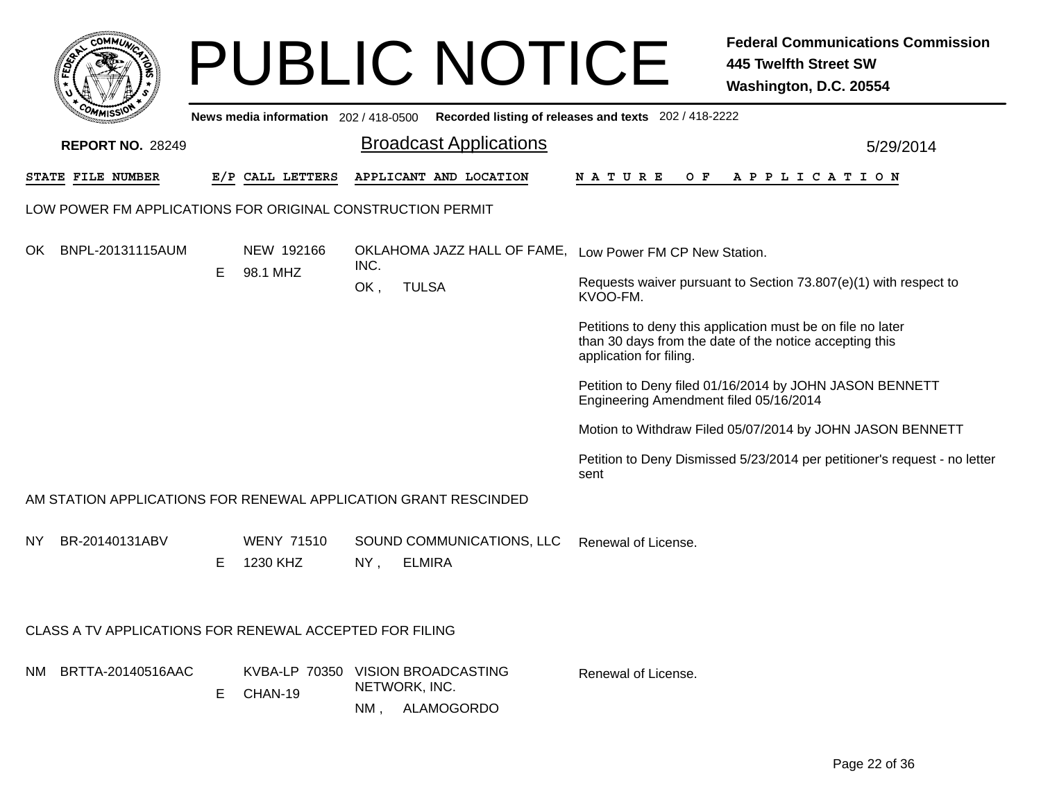# PUBLIC NOTICE

**Federal Communications Commission**
**445 Twelfth Street SW**
**Washington, D.C. 20554**

**News media information** 202 / 418-0500 **Recorded listing of releases and texts** 202 / 418-2222

**REPORT NO.** 28249

## Broadcast Applications

5/29/2014

| STATE | FILE NUMBER | E/P | CALL LETTERS | APPLICANT AND LOCATION | NATURE OF APPLICATION |
|---|---|---|---|---|---|

### LOW POWER FM APPLICATIONS FOR ORIGINAL CONSTRUCTION PERMIT

| STATE | FILE NUMBER | E/P | CALL LETTERS | APPLICANT AND LOCATION | NATURE OF APPLICATION |
|---|---|---|---|---|---|
| OK | BNPL-20131115AUM | E | NEW 192166<br>98.1 MHZ | OKLAHOMA JAZZ HALL OF FAME, INC.<br>OK , TULSA | Low Power FM CP New Station.<br><br>Requests waiver pursuant to Section 73.807(e)(1) with respect to KVOO-FM.<br><br>Petitions to deny this application must be on file no later than 30 days from the date of the notice accepting this application for filing.<br><br>Petition to Deny filed 01/16/2014 by JOHN JASON BENNETT Engineering Amendment filed 05/16/2014<br><br>Motion to Withdraw Filed 05/07/2014 by JOHN JASON BENNETT<br><br>Petition to Deny Dismissed 5/23/2014 per petitioner's request - no letter sent |

### AM STATION APPLICATIONS FOR RENEWAL APPLICATION GRANT RESCINDED

| STATE | FILE NUMBER | E/P | CALL LETTERS | APPLICANT AND LOCATION | NATURE OF APPLICATION |
|---|---|---|---|---|---|
| NY | BR-20140131ABV | E | WENY 71510<br>1230 KHZ | SOUND COMMUNICATIONS, LLC<br>NY , ELMIRA | Renewal of License. |

### CLASS A TV APPLICATIONS FOR RENEWAL ACCEPTED FOR FILING

| STATE | FILE NUMBER | E/P | CALL LETTERS | APPLICANT AND LOCATION | NATURE OF APPLICATION |
|---|---|---|---|---|---|
| NM | BRTTA-20140516AAC | E | KVBA-LP 70350<br>CHAN-19 | VISION BROADCASTING NETWORK, INC.<br>NM , ALAMOGORDO | Renewal of License. |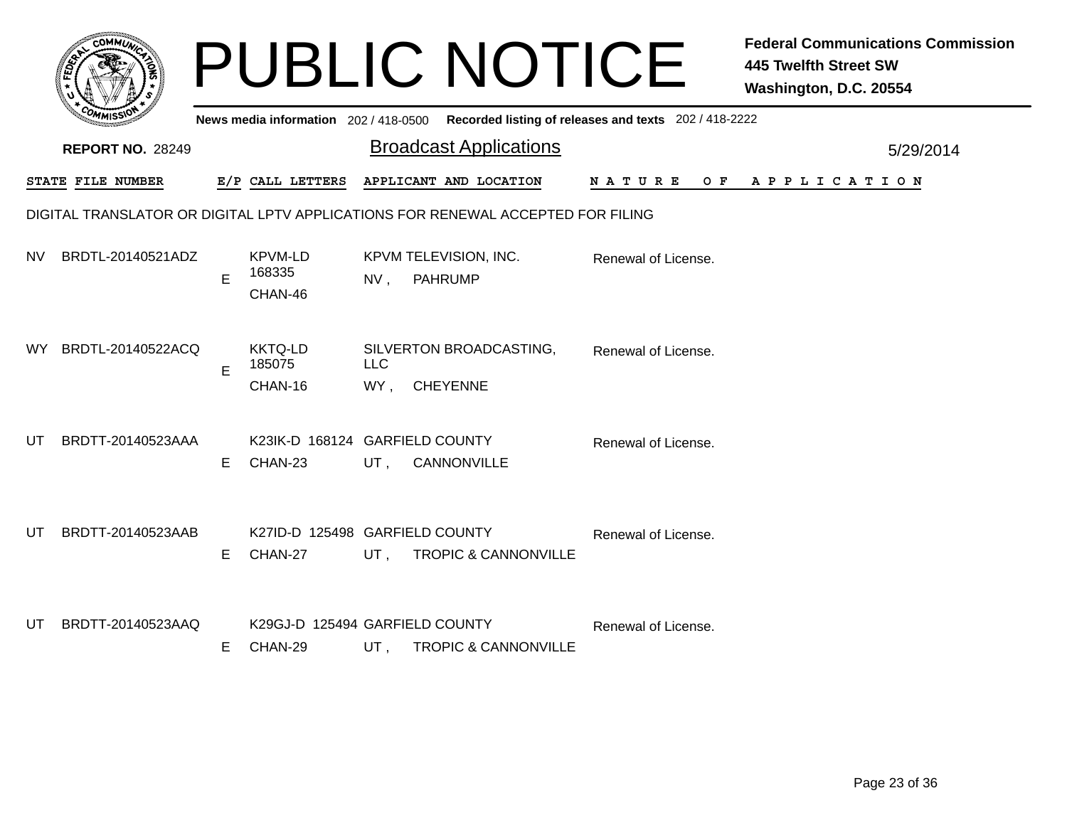# PUBLIC NOTICE

**Federal Communications Commission**
**445 Twelfth Street SW**
**Washington, D.C. 20554**

**News media information** 202 / 418-0500 **Recorded listing of releases and texts** 202 / 418-2222

**REPORT NO.** 28249

## Broadcast Applications

5/29/2014

DIGITAL TRANSLATOR OR DIGITAL LPTV APPLICATIONS FOR RENEWAL ACCEPTED FOR FILING

| STATE | FILE NUMBER | E/P | CALL LETTERS | APPLICANT AND LOCATION | NATURE OF APPLICATION |
|---|---|---|---|---|---|
| NV | BRDTL-20140521ADZ | E | KPVM-LD 168335 CHAN-46 | KPVM TELEVISION, INC. NV , PAHRUMP | Renewal of License. |
| WY | BRDTL-20140522ACQ | E | KKTQ-LD 185075 CHAN-16 | SILVERTON BROADCASTING, LLC WY , CHEYENNE | Renewal of License. |
| UT | BRDTT-20140523AAA | E | K23IK-D 168124 CHAN-23 | GARFIELD COUNTY UT , CANNONVILLE | Renewal of License. |
| UT | BRDTT-20140523AAB | E | K27ID-D 125498 CHAN-27 | GARFIELD COUNTY UT , TROPIC & CANNONVILLE | Renewal of License. |
| UT | BRDTT-20140523AAQ | E | K29GJ-D 125494 CHAN-29 | GARFIELD COUNTY UT , TROPIC & CANNONVILLE | Renewal of License. |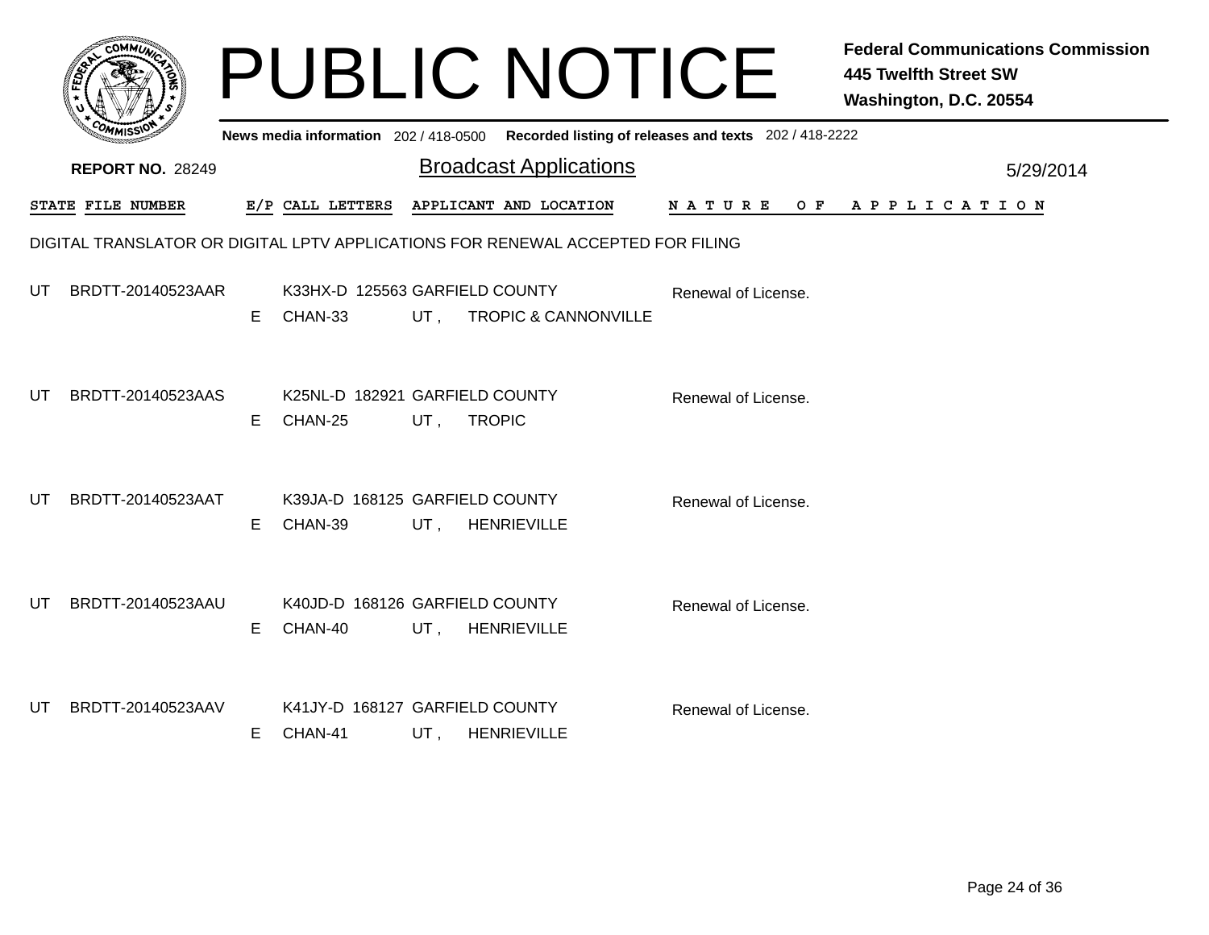# PUBLIC NOTICE

**Federal Communications Commission**
**445 Twelfth Street SW**
**Washington, D.C. 20554**

**News media information** 202 / 418-0500 **Recorded listing of releases and texts** 202 / 418-2222

**REPORT NO.** 28249

## Broadcast Applications

5/29/2014

DIGITAL TRANSLATOR OR DIGITAL LPTV APPLICATIONS FOR RENEWAL ACCEPTED FOR FILING

| STATE | FILE NUMBER | E/P | CALL LETTERS | APPLICANT AND LOCATION | NATURE OF APPLICATION |
|---|---|---|---|---|---|
| UT | BRDTT-20140523AAR | E | K33HX-D 125563<br>CHAN-33 | GARFIELD COUNTY<br>UT , TROPIC & CANNONVILLE | Renewal of License. |
| UT | BRDTT-20140523AAS | E | K25NL-D 182921<br>CHAN-25 | GARFIELD COUNTY<br>UT , TROPIC | Renewal of License. |
| UT | BRDTT-20140523AAT | E | K39JA-D 168125<br>CHAN-39 | GARFIELD COUNTY<br>UT , HENRIEVILLE | Renewal of License. |
| UT | BRDTT-20140523AAU | E | K40JD-D 168126<br>CHAN-40 | GARFIELD COUNTY<br>UT , HENRIEVILLE | Renewal of License. |
| UT | BRDTT-20140523AAV | E | K41JY-D 168127<br>CHAN-41 | GARFIELD COUNTY<br>UT , HENRIEVILLE | Renewal of License. |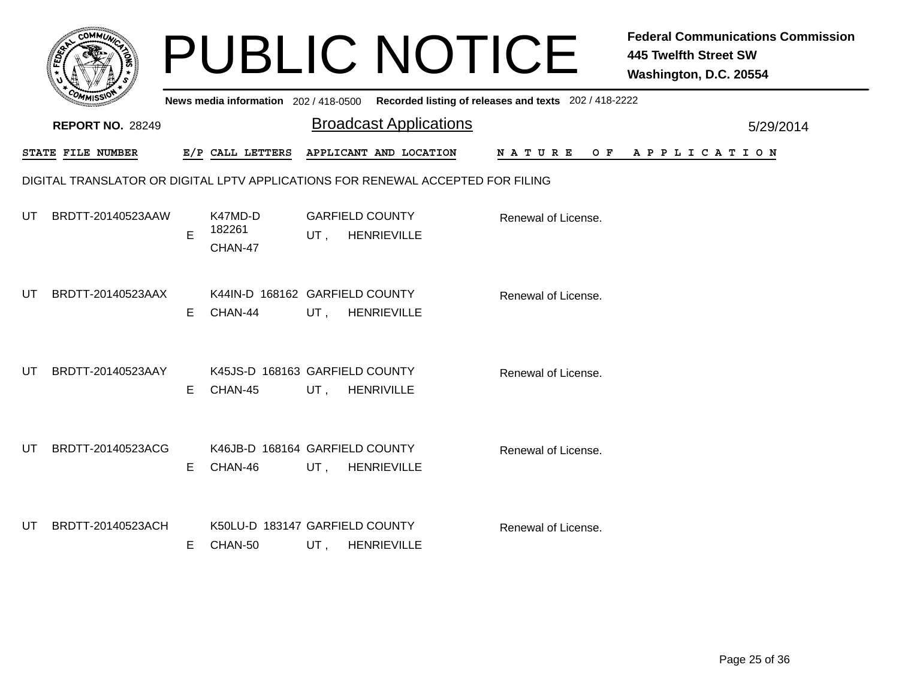# PUBLIC NOTICE

**Federal Communications Commission**
**445 Twelfth Street SW**
**Washington, D.C. 20554**

**News media information** 202 / 418-0500 **Recorded listing of releases and texts** 202 / 418-2222

**REPORT NO.** 28249

## Broadcast Applications

5/29/2014

DIGITAL TRANSLATOR OR DIGITAL LPTV APPLICATIONS FOR RENEWAL ACCEPTED FOR FILING

| STATE | FILE NUMBER | E/P | CALL LETTERS | APPLICANT AND LOCATION | NATURE OF APPLICATION |
|---|---|---|---|---|---|
| UT | BRDTT-20140523AAW | E | K47MD-D 182261 CHAN-47 | GARFIELD COUNTY UT , HENRIEVILLE | Renewal of License. |
| UT | BRDTT-20140523AAX | E | K44IN-D 168162 CHAN-44 | GARFIELD COUNTY UT , HENRIEVILLE | Renewal of License. |
| UT | BRDTT-20140523AAY | E | K45JS-D 168163 CHAN-45 | GARFIELD COUNTY UT , HENRIVILLE | Renewal of License. |
| UT | BRDTT-20140523ACG | E | K46JB-D 168164 CHAN-46 | GARFIELD COUNTY UT , HENRIEVILLE | Renewal of License. |
| UT | BRDTT-20140523ACH | E | K50LU-D 183147 CHAN-50 | GARFIELD COUNTY UT , HENRIEVILLE | Renewal of License. |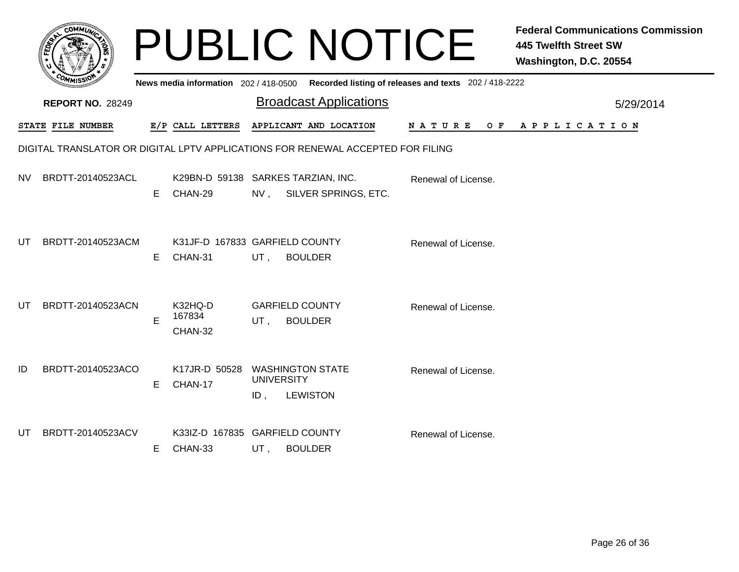# PUBLIC NOTICE

**Federal Communications Commission**
**445 Twelfth Street SW**
**Washington, D.C. 20554**

**News media information** 202 / 418-0500 **Recorded listing of releases and texts** 202 / 418-2222

**REPORT NO.** 28249

## Broadcast Applications

5/29/2014

DIGITAL TRANSLATOR OR DIGITAL LPTV APPLICATIONS FOR RENEWAL ACCEPTED FOR FILING

| STATE | FILE NUMBER | E/P | CALL LETTERS | APPLICANT AND LOCATION | NATURE OF APPLICATION |
|---|---|---|---|---|---|
| NV | BRDTT-20140523ACL | E | K29BN-D 59138 CHAN-29 | SARKES TARZIAN, INC. NV , SILVER SPRINGS, ETC. | Renewal of License. |
| UT | BRDTT-20140523ACM | E | K31JF-D 167833 CHAN-31 | GARFIELD COUNTY UT , BOULDER | Renewal of License. |
| UT | BRDTT-20140523ACN | E | K32HQ-D 167834 CHAN-32 | GARFIELD COUNTY UT , BOULDER | Renewal of License. |
| ID | BRDTT-20140523ACO | E | K17JR-D 50528 CHAN-17 | WASHINGTON STATE UNIVERSITY ID , LEWISTON | Renewal of License. |
| UT | BRDTT-20140523ACV | E | K33IZ-D 167835 CHAN-33 | GARFIELD COUNTY UT , BOULDER | Renewal of License. |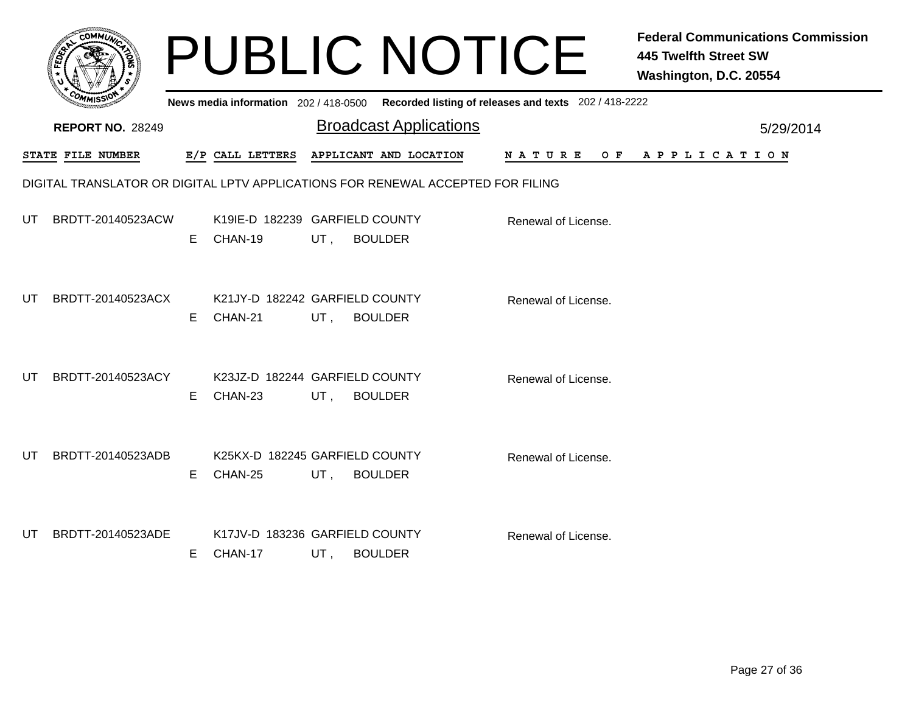# PUBLIC NOTICE

**Federal Communications Commission**
**445 Twelfth Street SW**
**Washington, D.C. 20554**

**News media information** 202 / 418-0500 **Recorded listing of releases and texts** 202 / 418-2222

**REPORT NO.** 28249

## Broadcast Applications

5/29/2014

DIGITAL TRANSLATOR OR DIGITAL LPTV APPLICATIONS FOR RENEWAL ACCEPTED FOR FILING

| STATE | FILE NUMBER | E/P | CALL LETTERS | APPLICANT AND LOCATION | NATURE OF APPLICATION |
|---|---|---|---|---|---|
| UT | BRDTT-20140523ACW | E | K19IE-D 182239 CHAN-19 | GARFIELD COUNTY UT , BOULDER | Renewal of License. |
| UT | BRDTT-20140523ACX | E | K21JY-D 182242 CHAN-21 | GARFIELD COUNTY UT , BOULDER | Renewal of License. |
| UT | BRDTT-20140523ACY | E | K23JZ-D 182244 CHAN-23 | GARFIELD COUNTY UT , BOULDER | Renewal of License. |
| UT | BRDTT-20140523ADB | E | K25KX-D 182245 CHAN-25 | GARFIELD COUNTY UT , BOULDER | Renewal of License. |
| UT | BRDTT-20140523ADE | E | K17JV-D 183236 CHAN-17 | GARFIELD COUNTY UT , BOULDER | Renewal of License. |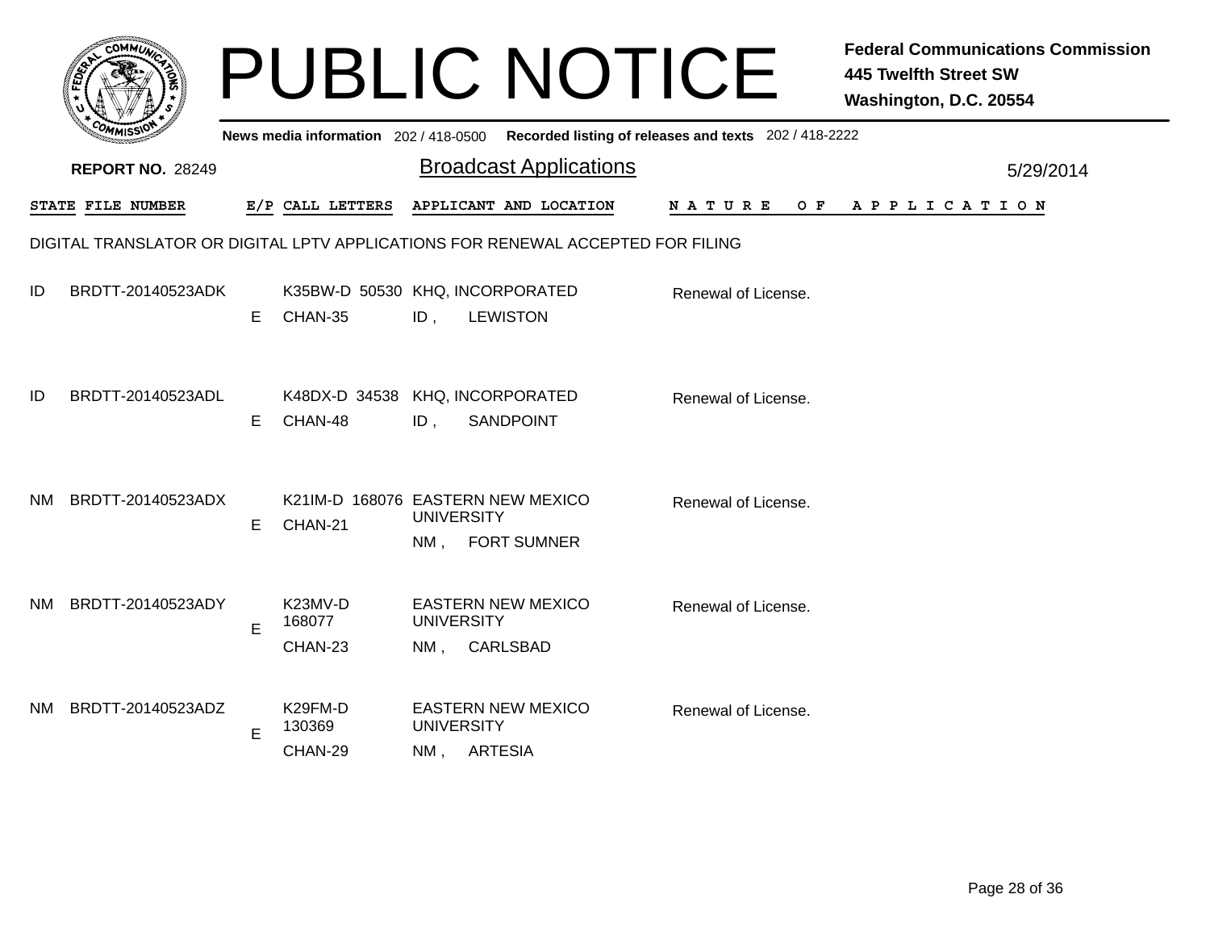# PUBLIC NOTICE

**Federal Communications Commission**
**445 Twelfth Street SW**
**Washington, D.C. 20554**

**News media information** 202 / 418-0500 **Recorded listing of releases and texts** 202 / 418-2222

**REPORT NO.** 28249

## Broadcast Applications

5/29/2014

DIGITAL TRANSLATOR OR DIGITAL LPTV APPLICATIONS FOR RENEWAL ACCEPTED FOR FILING

| STATE | FILE NUMBER | E/P | CALL LETTERS | APPLICANT AND LOCATION | NATURE OF APPLICATION |
|---|---|---|---|---|---|
| ID | BRDTT-20140523ADK | E | K35BW-D 50530 CHAN-35 | KHQ, INCORPORATED ID , LEWISTON | Renewal of License. |
| ID | BRDTT-20140523ADL | E | K48DX-D 34538 CHAN-48 | KHQ, INCORPORATED ID , SANDPOINT | Renewal of License. |
| NM | BRDTT-20140523ADX | E | K21IM-D 168076 CHAN-21 | EASTERN NEW MEXICO UNIVERSITY NM , FORT SUMNER | Renewal of License. |
| NM | BRDTT-20140523ADY | E | K23MV-D 168077 CHAN-23 | EASTERN NEW MEXICO UNIVERSITY NM , CARLSBAD | Renewal of License. |
| NM | BRDTT-20140523ADZ | E | K29FM-D 130369 CHAN-29 | EASTERN NEW MEXICO UNIVERSITY NM , ARTESIA | Renewal of License. |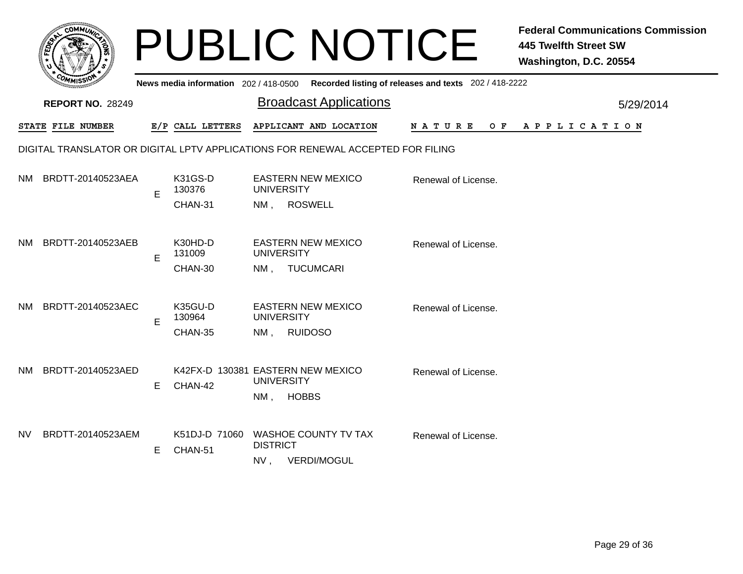# PUBLIC NOTICE

**Federal Communications Commission**
**445 Twelfth Street SW**
**Washington, D.C. 20554**

**News media information** 202 / 418-0500 **Recorded listing of releases and texts** 202 / 418-2222

**REPORT NO.** 28249

## Broadcast Applications

5/29/2014

DIGITAL TRANSLATOR OR DIGITAL LPTV APPLICATIONS FOR RENEWAL ACCEPTED FOR FILING

| STATE | FILE NUMBER | E/P | CALL LETTERS | APPLICANT AND LOCATION | NATURE OF APPLICATION |
|---|---|---|---|---|---|
| NM | BRDTT-20140523AEA | E | K31GS-D 130376 CHAN-31 | EASTERN NEW MEXICO UNIVERSITY NM , ROSWELL | Renewal of License. |
| NM | BRDTT-20140523AEB | E | K30HD-D 131009 CHAN-30 | EASTERN NEW MEXICO UNIVERSITY NM , TUCUMCARI | Renewal of License. |
| NM | BRDTT-20140523AEC | E | K35GU-D 130964 CHAN-35 | EASTERN NEW MEXICO UNIVERSITY NM , RUIDOSO | Renewal of License. |
| NM | BRDTT-20140523AED | E | K42FX-D 130381 CHAN-42 | EASTERN NEW MEXICO UNIVERSITY NM , HOBBS | Renewal of License. |
| NV | BRDTT-20140523AEM | E | K51DJ-D 71060 CHAN-51 | WASHOE COUNTY TV TAX DISTRICT NV , VERDI/MOGUL | Renewal of License. |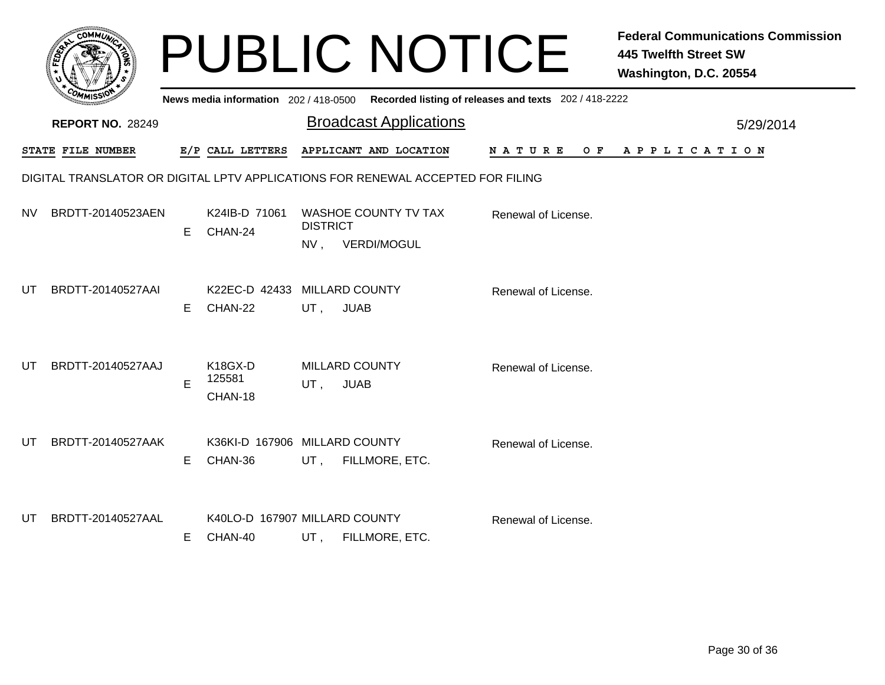# PUBLIC NOTICE

**Federal Communications Commission**
**445 Twelfth Street SW**
**Washington, D.C. 20554**

**News media information** 202 / 418-0500 **Recorded listing of releases and texts** 202 / 418-2222

**REPORT NO.** 28249

## Broadcast Applications

5/29/2014

DIGITAL TRANSLATOR OR DIGITAL LPTV APPLICATIONS FOR RENEWAL ACCEPTED FOR FILING

| STATE | FILE NUMBER | E/P | CALL LETTERS | APPLICANT AND LOCATION | NATURE OF APPLICATION |
|---|---|---|---|---|---|
| NV | BRDTT-20140523AEN | E | K24IB-D 71061 CHAN-24 | WASHOE COUNTY TV TAX DISTRICT NV , VERDI/MOGUL | Renewal of License. |
| UT | BRDTT-20140527AAI | E | K22EC-D 42433 CHAN-22 | MILLARD COUNTY UT , JUAB | Renewal of License. |
| UT | BRDTT-20140527AAJ | E | K18GX-D 125581 CHAN-18 | MILLARD COUNTY UT , JUAB | Renewal of License. |
| UT | BRDTT-20140527AAK | E | K36KI-D 167906 CHAN-36 | MILLARD COUNTY UT , FILLMORE, ETC. | Renewal of License. |
| UT | BRDTT-20140527AAL | E | K40LO-D 167907 CHAN-40 | MILLARD COUNTY UT , FILLMORE, ETC. | Renewal of License. |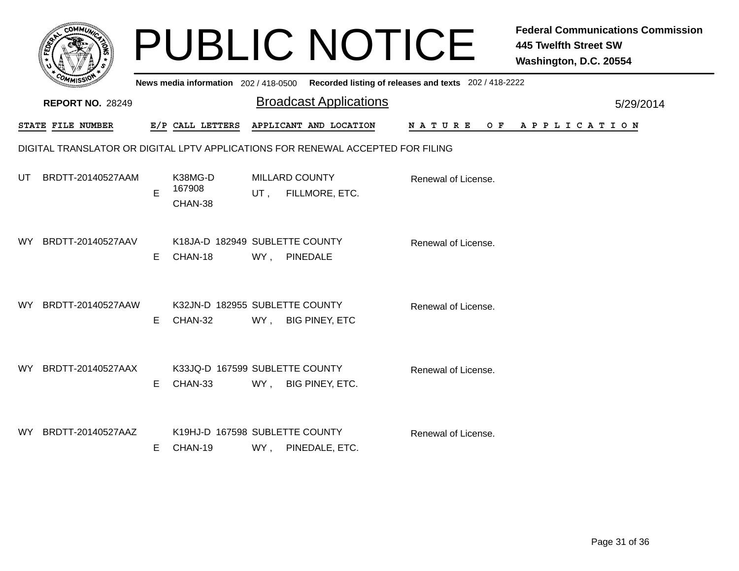# PUBLIC NOTICE

**Federal Communications Commission**
**445 Twelfth Street SW**
**Washington, D.C. 20554**

**News media information** 202 / 418-0500 **Recorded listing of releases and texts** 202 / 418-2222

**REPORT NO.** 28249

## Broadcast Applications

5/29/2014

DIGITAL TRANSLATOR OR DIGITAL LPTV APPLICATIONS FOR RENEWAL ACCEPTED FOR FILING

| STATE | FILE NUMBER | E/P | CALL LETTERS | APPLICANT AND LOCATION | NATURE OF APPLICATION |
|---|---|---|---|---|---|
| UT | BRDTT-20140527AAM | E | K38MG-D 167908 CHAN-38 | MILLARD COUNTY UT , FILLMORE, ETC. | Renewal of License. |
| WY | BRDTT-20140527AAV | E | K18JA-D 182949 CHAN-18 | SUBLETTE COUNTY WY , PINEDALE | Renewal of License. |
| WY | BRDTT-20140527AAW | E | K32JN-D 182955 CHAN-32 | SUBLETTE COUNTY WY , BIG PINEY, ETC | Renewal of License. |
| WY | BRDTT-20140527AAX | E | K33JQ-D 167599 CHAN-33 | SUBLETTE COUNTY WY , BIG PINEY, ETC. | Renewal of License. |
| WY | BRDTT-20140527AAZ | E | K19HJ-D 167598 CHAN-19 | SUBLETTE COUNTY WY , PINEDALE, ETC. | Renewal of License. |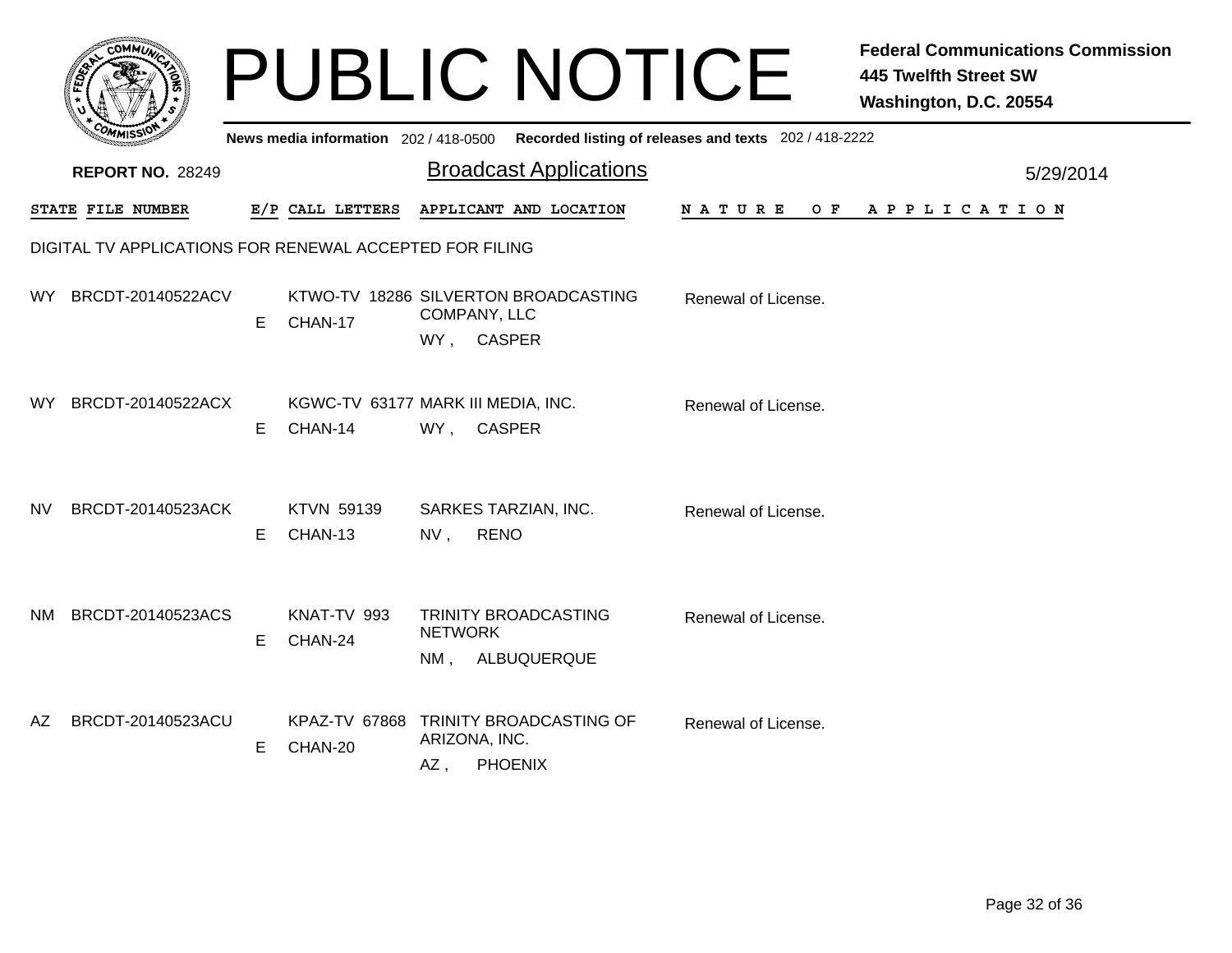# PUBLIC NOTICE

**Federal Communications Commission**
**445 Twelfth Street SW**
**Washington, D.C. 20554**

**News media information** 202 / 418-0500 **Recorded listing of releases and texts** 202 / 418-2222

**REPORT NO.** 28249

## Broadcast Applications

5/29/2014

DIGITAL TV APPLICATIONS FOR RENEWAL ACCEPTED FOR FILING

| STATE | FILE NUMBER | E/P | CALL LETTERS | APPLICANT AND LOCATION | NATURE OF APPLICATION |
|---|---|---|---|---|---|
| WY | BRCDT-20140522ACV | E | KTWO-TV 18286 CHAN-17 | SILVERTON BROADCASTING COMPANY, LLC WY , CASPER | Renewal of License. |
| WY | BRCDT-20140522ACX | E | KGWC-TV 63177 CHAN-14 | MARK III MEDIA, INC. WY , CASPER | Renewal of License. |
| NV | BRCDT-20140523ACK | E | KTVN 59139 CHAN-13 | SARKES TARZIAN, INC. NV , RENO | Renewal of License. |
| NM | BRCDT-20140523ACS | E | KNAT-TV 993 CHAN-24 | TRINITY BROADCASTING NETWORK NM , ALBUQUERQUE | Renewal of License. |
| AZ | BRCDT-20140523ACU | E | KPAZ-TV 67868 CHAN-20 | TRINITY BROADCASTING OF ARIZONA, INC. AZ , PHOENIX | Renewal of License. |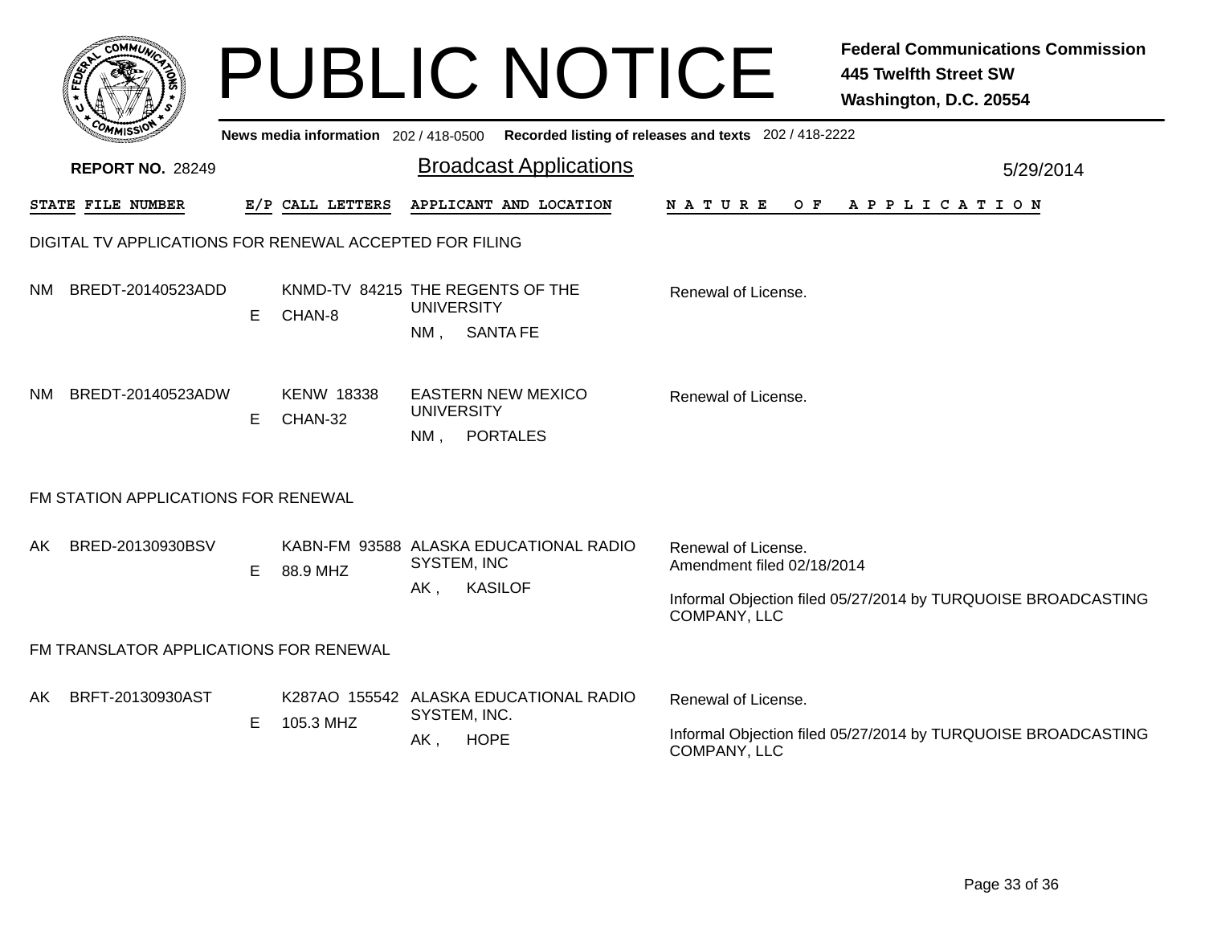# PUBLIC NOTICE

**Federal Communications Commission**
**445 Twelfth Street SW**
**Washington, D.C. 20554**

**News media information** 202 / 418-0500 **Recorded listing of releases and texts** 202 / 418-2222

**REPORT NO.** 28249

## Broadcast Applications

5/29/2014

| STATE | FILE NUMBER | E/P | CALL LETTERS | APPLICANT AND LOCATION | NATURE OF APPLICATION |
|---|---|---|---|---|---|

### DIGITAL TV APPLICATIONS FOR RENEWAL ACCEPTED FOR FILING

| STATE | FILE NUMBER | E/P | CALL LETTERS | APPLICANT AND LOCATION | NATURE OF APPLICATION |
|---|---|---|---|---|---|
| NM | BREDT-20140523ADD | E | KNMD-TV 84215 CHAN-8 | THE REGENTS OF THE UNIVERSITY NM , SANTA FE | Renewal of License. |
| NM | BREDT-20140523ADW | E | KENW 18338 CHAN-32 | EASTERN NEW MEXICO UNIVERSITY NM , PORTALES | Renewal of License. |

### FM STATION APPLICATIONS FOR RENEWAL

| STATE | FILE NUMBER | E/P | CALL LETTERS | APPLICANT AND LOCATION | NATURE OF APPLICATION |
|---|---|---|---|---|---|
| AK | BRED-20130930BSV | E | KABN-FM 93588 88.9 MHZ | ALASKA EDUCATIONAL RADIO SYSTEM, INC AK , KASILOF | Renewal of License. Amendment filed 02/18/2014 Informal Objection filed 05/27/2014 by TURQUOISE BROADCASTING COMPANY, LLC |

### FM TRANSLATOR APPLICATIONS FOR RENEWAL

| STATE | FILE NUMBER | E/P | CALL LETTERS | APPLICANT AND LOCATION | NATURE OF APPLICATION |
|---|---|---|---|---|---|
| AK | BRFT-20130930AST | E | K287AO 155542 105.3 MHZ | ALASKA EDUCATIONAL RADIO SYSTEM, INC. AK , HOPE | Renewal of License. Informal Objection filed 05/27/2014 by TURQUOISE BROADCASTING COMPANY, LLC |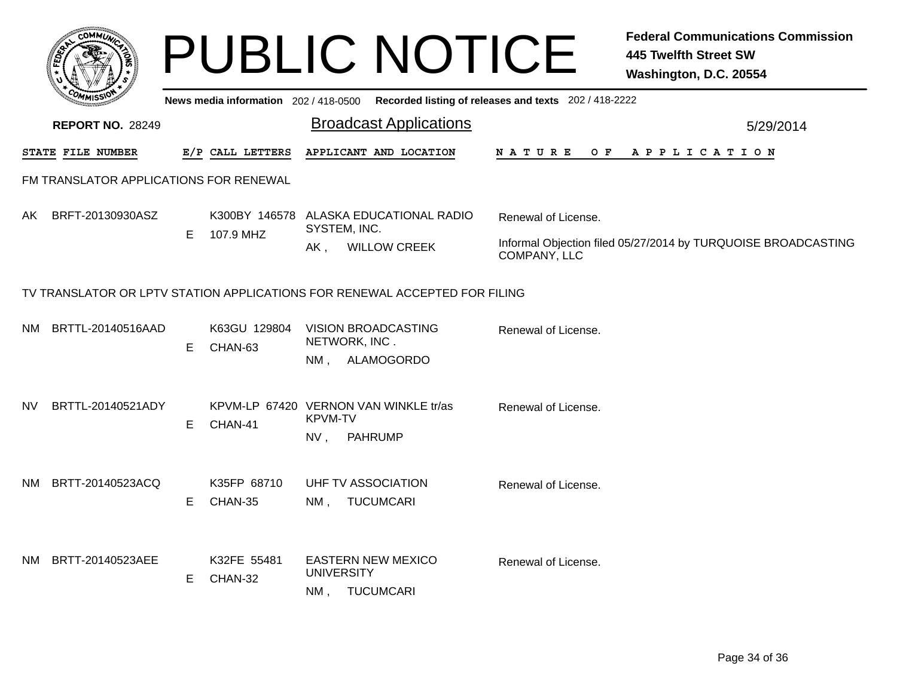# PUBLIC NOTICE

**Federal Communications Commission**
**445 Twelfth Street SW**
**Washington, D.C. 20554**

**News media information** 202 / 418-0500 **Recorded listing of releases and texts** 202 / 418-2222

**REPORT NO.** 28249

## Broadcast Applications

5/29/2014

| STATE | FILE NUMBER | E/P | CALL LETTERS | APPLICANT AND LOCATION | NATURE OF APPLICATION |
|---|---|---|---|---|---|

### FM TRANSLATOR APPLICATIONS FOR RENEWAL

| STATE | FILE NUMBER | E/P | CALL LETTERS | APPLICANT AND LOCATION | NATURE OF APPLICATION |
|---|---|---|---|---|---|
| AK | BRFT-20130930ASZ | E | K300BY 146578<br>107.9 MHZ | ALASKA EDUCATIONAL RADIO SYSTEM, INC.<br>AK , WILLOW CREEK | Renewal of License.<br>Informal Objection filed 05/27/2014 by TURQUOISE BROADCASTING COMPANY, LLC |

### TV TRANSLATOR OR LPTV STATION APPLICATIONS FOR RENEWAL ACCEPTED FOR FILING

| STATE | FILE NUMBER | E/P | CALL LETTERS | APPLICANT AND LOCATION | NATURE OF APPLICATION |
|---|---|---|---|---|---|
| NM | BRTTL-20140516AAD | E | K63GU 129804<br>CHAN-63 | VISION BROADCASTING NETWORK, INC .<br>NM , ALAMOGORDO | Renewal of License. |
| NV | BRTTL-20140521ADY | E | KPVM-LP 67420<br>CHAN-41 | VERNON VAN WINKLE tr/as KPVM-TV<br>NV , PAHRUMP | Renewal of License. |
| NM | BRTT-20140523ACQ | E | K35FP 68710<br>CHAN-35 | UHF TV ASSOCIATION<br>NM , TUCUMCARI | Renewal of License. |
| NM | BRTT-20140523AEE | E | K32FE 55481<br>CHAN-32 | EASTERN NEW MEXICO UNIVERSITY<br>NM , TUCUMCARI | Renewal of License. |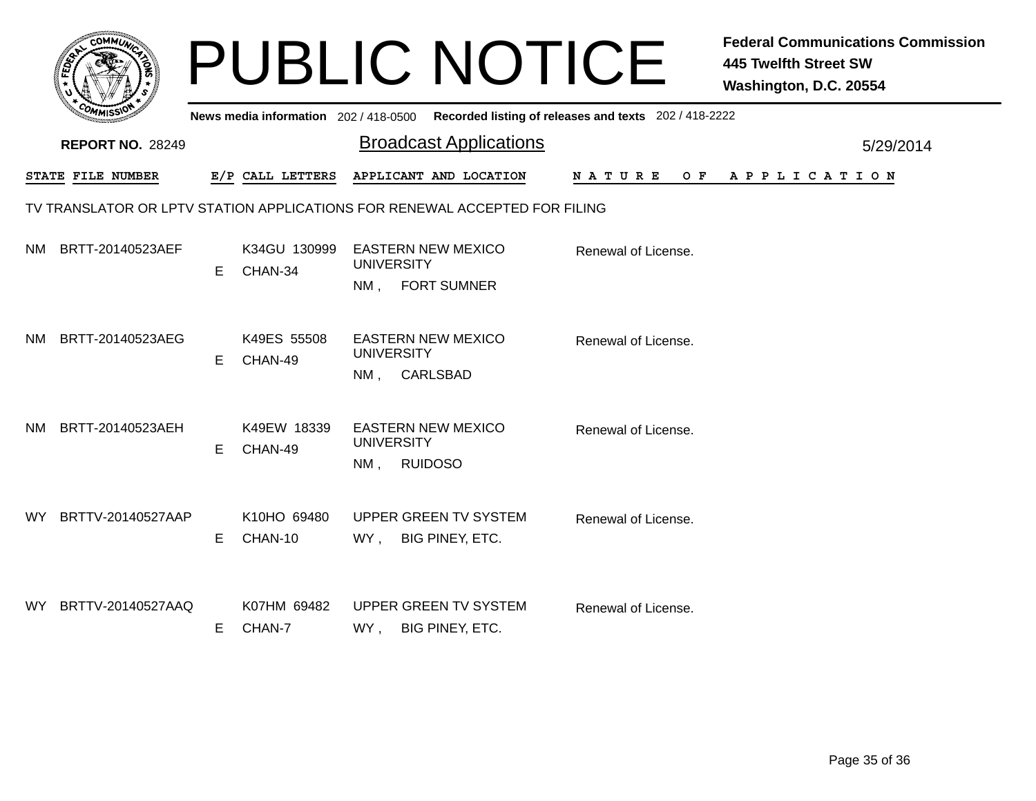# PUBLIC NOTICE

**Federal Communications Commission**
**445 Twelfth Street SW**
**Washington, D.C. 20554**

**News media information** 202 / 418-0500 **Recorded listing of releases and texts** 202 / 418-2222

**REPORT NO.** 28249

## Broadcast Applications

5/29/2014

TV TRANSLATOR OR LPTV STATION APPLICATIONS FOR RENEWAL ACCEPTED FOR FILING

| STATE | FILE NUMBER | E/P | CALL LETTERS | APPLICANT AND LOCATION | NATURE OF APPLICATION |
|---|---|---|---|---|---|
| NM | BRTT-20140523AEF | E | K34GU 130999 CHAN-34 | EASTERN NEW MEXICO UNIVERSITY NM , FORT SUMNER | Renewal of License. |
| NM | BRTT-20140523AEG | E | K49ES 55508 CHAN-49 | EASTERN NEW MEXICO UNIVERSITY NM , CARLSBAD | Renewal of License. |
| NM | BRTT-20140523AEH | E | K49EW 18339 CHAN-49 | EASTERN NEW MEXICO UNIVERSITY NM , RUIDOSO | Renewal of License. |
| WY | BRTTV-20140527AAP | E | K10HO 69480 CHAN-10 | UPPER GREEN TV SYSTEM WY , BIG PINEY, ETC. | Renewal of License. |
| WY | BRTTV-20140527AAQ | E | K07HM 69482 CHAN-7 | UPPER GREEN TV SYSTEM WY , BIG PINEY, ETC. | Renewal of License. |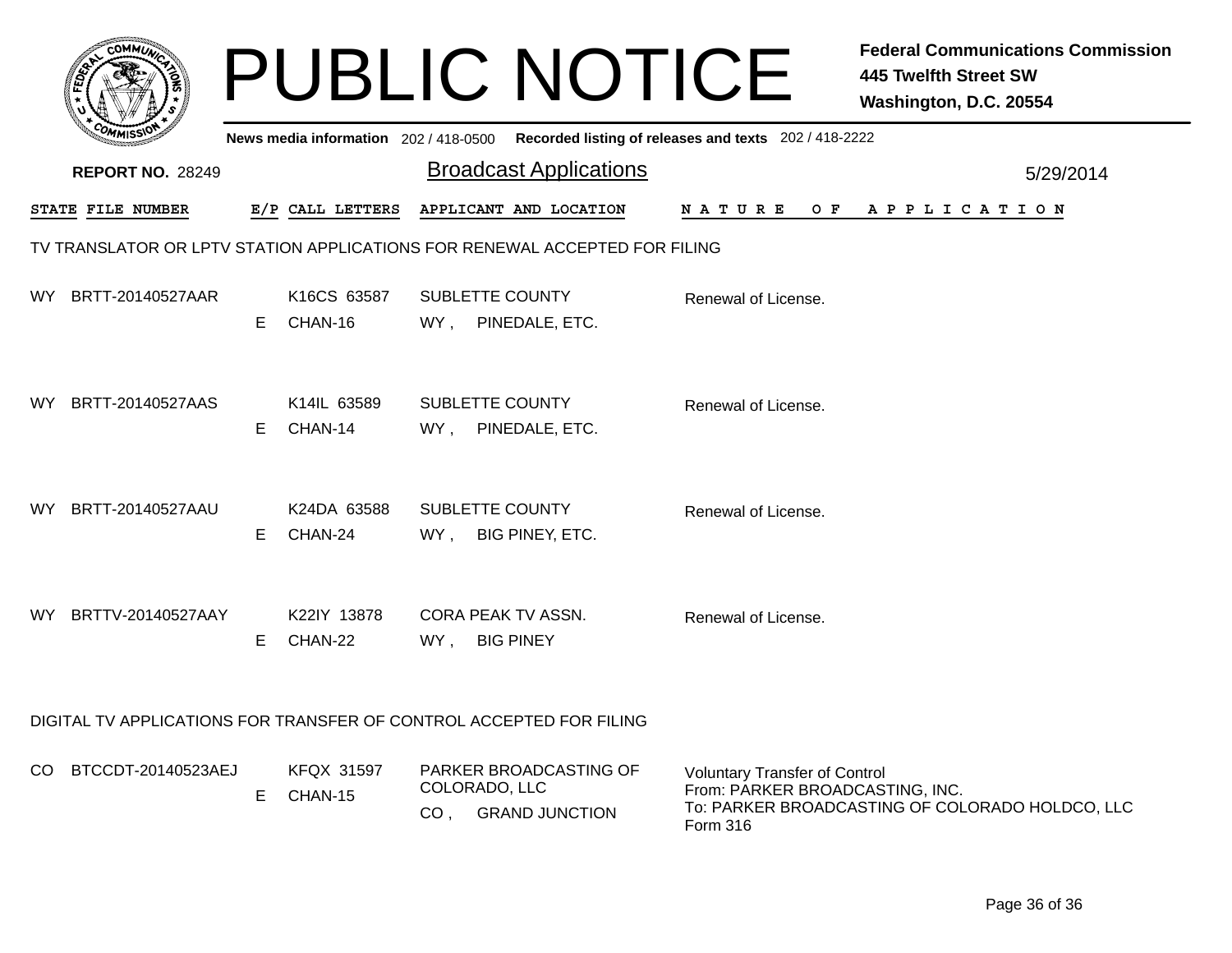# PUBLIC NOTICE

**Federal Communications Commission**
**445 Twelfth Street SW**
**Washington, D.C. 20554**

**News media information** 202 / 418-0500 **Recorded listing of releases and texts** 202 / 418-2222

**REPORT NO.** 28249

## Broadcast Applications

5/29/2014

| STATE | FILE NUMBER | E/P | CALL LETTERS | APPLICANT AND LOCATION | NATURE OF APPLICATION |
|---|---|---|---|---|---|

### TV TRANSLATOR OR LPTV STATION APPLICATIONS FOR RENEWAL ACCEPTED FOR FILING

| STATE | FILE NUMBER | E/P | CALL LETTERS | APPLICANT AND LOCATION | NATURE OF APPLICATION |
|---|---|---|---|---|---|
| WY | BRTT-20140527AAR | E | K16CS 63587 CHAN-16 | SUBLETTE COUNTY WY , PINEDALE, ETC. | Renewal of License. |
| WY | BRTT-20140527AAS | E | K14IL 63589 CHAN-14 | SUBLETTE COUNTY WY , PINEDALE, ETC. | Renewal of License. |
| WY | BRTT-20140527AAU | E | K24DA 63588 CHAN-24 | SUBLETTE COUNTY WY , BIG PINEY, ETC. | Renewal of License. |
| WY | BRTTV-20140527AAY | E | K22IY 13878 CHAN-22 | CORA PEAK TV ASSN. WY , BIG PINEY | Renewal of License. |

### DIGITAL TV APPLICATIONS FOR TRANSFER OF CONTROL ACCEPTED FOR FILING

| STATE | FILE NUMBER | E/P | CALL LETTERS | APPLICANT AND LOCATION | NATURE OF APPLICATION |
|---|---|---|---|---|---|
| CO | BTCCDT-20140523AEJ | E | KFQX 31597 CHAN-15 | PARKER BROADCASTING OF COLORADO, LLC CO , GRAND JUNCTION | Voluntary Transfer of Control From: PARKER BROADCASTING, INC. To: PARKER BROADCASTING OF COLORADO HOLDCO, LLC Form 316 |